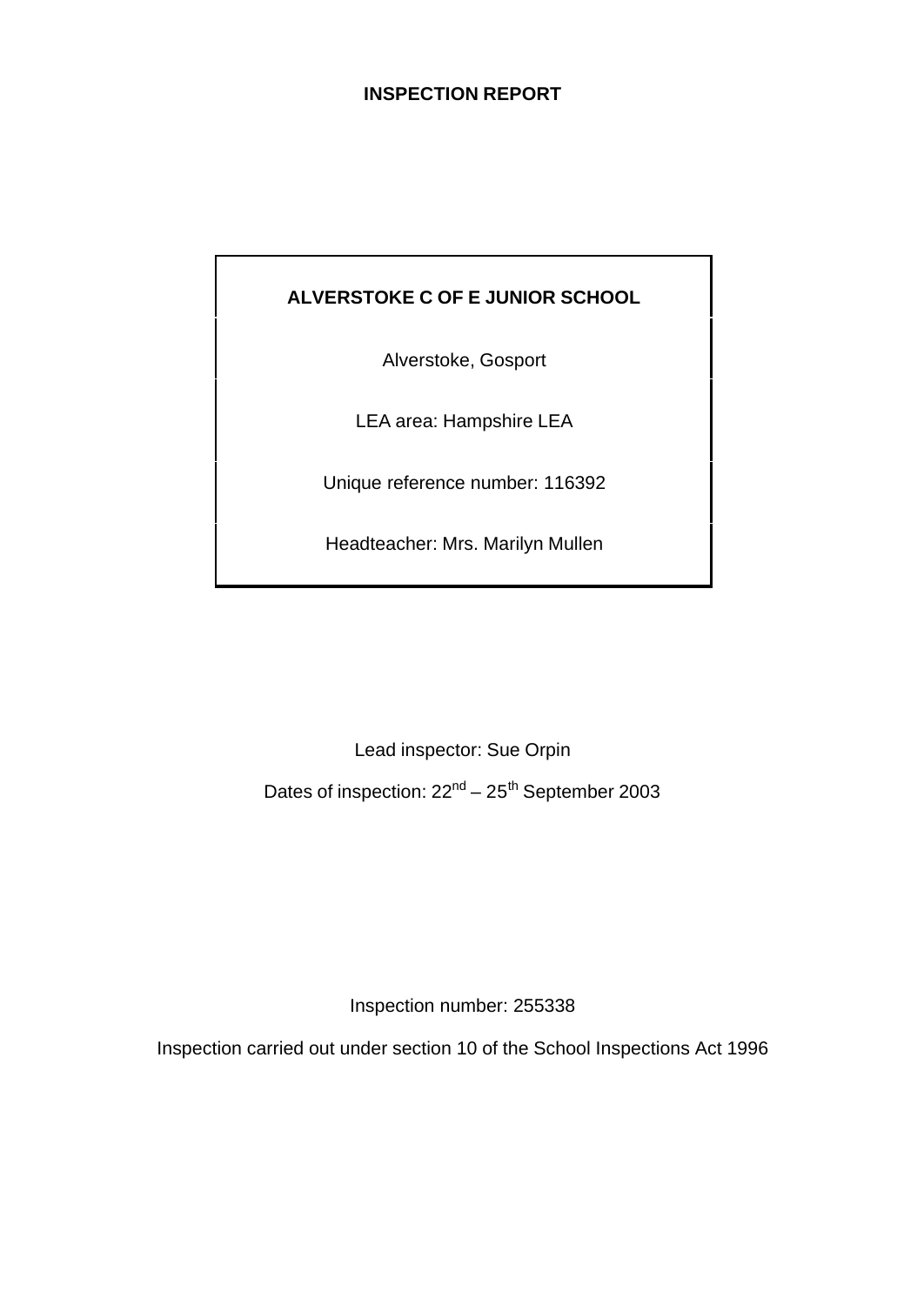# INSPECTION REPORT

**ALVERSTOKE C OF E JUNIOR SCHOOL**

Alverstoke, Gosport

LEA area: Hampshire LEA

Unique reference number: 116392

Headteacher: Mrs. Marilyn Mullen

Lead inspector: Sue Orpin

Dates of inspection: 22nd – 25th September 2003

Inspection number: 255338

Inspection carried out under section 10 of the School Inspections Act 1996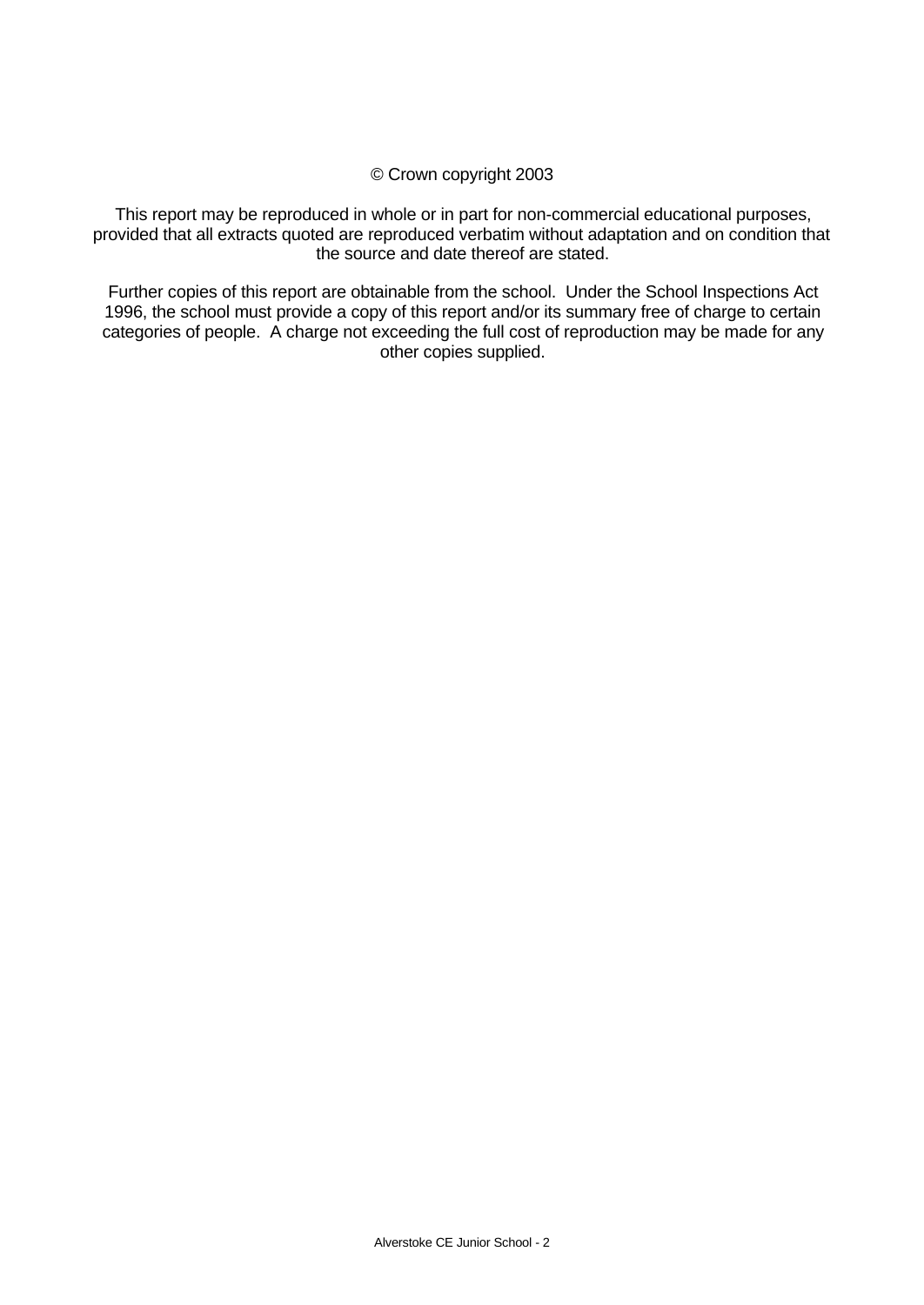© Crown copyright 2003

This report may be reproduced in whole or in part for non-commercial educational purposes, provided that all extracts quoted are reproduced verbatim without adaptation and on condition that the source and date thereof are stated.

Further copies of this report are obtainable from the school. Under the School Inspections Act 1996, the school must provide a copy of this report and/or its summary free of charge to certain categories of people. A charge not exceeding the full cost of reproduction may be made for any other copies supplied.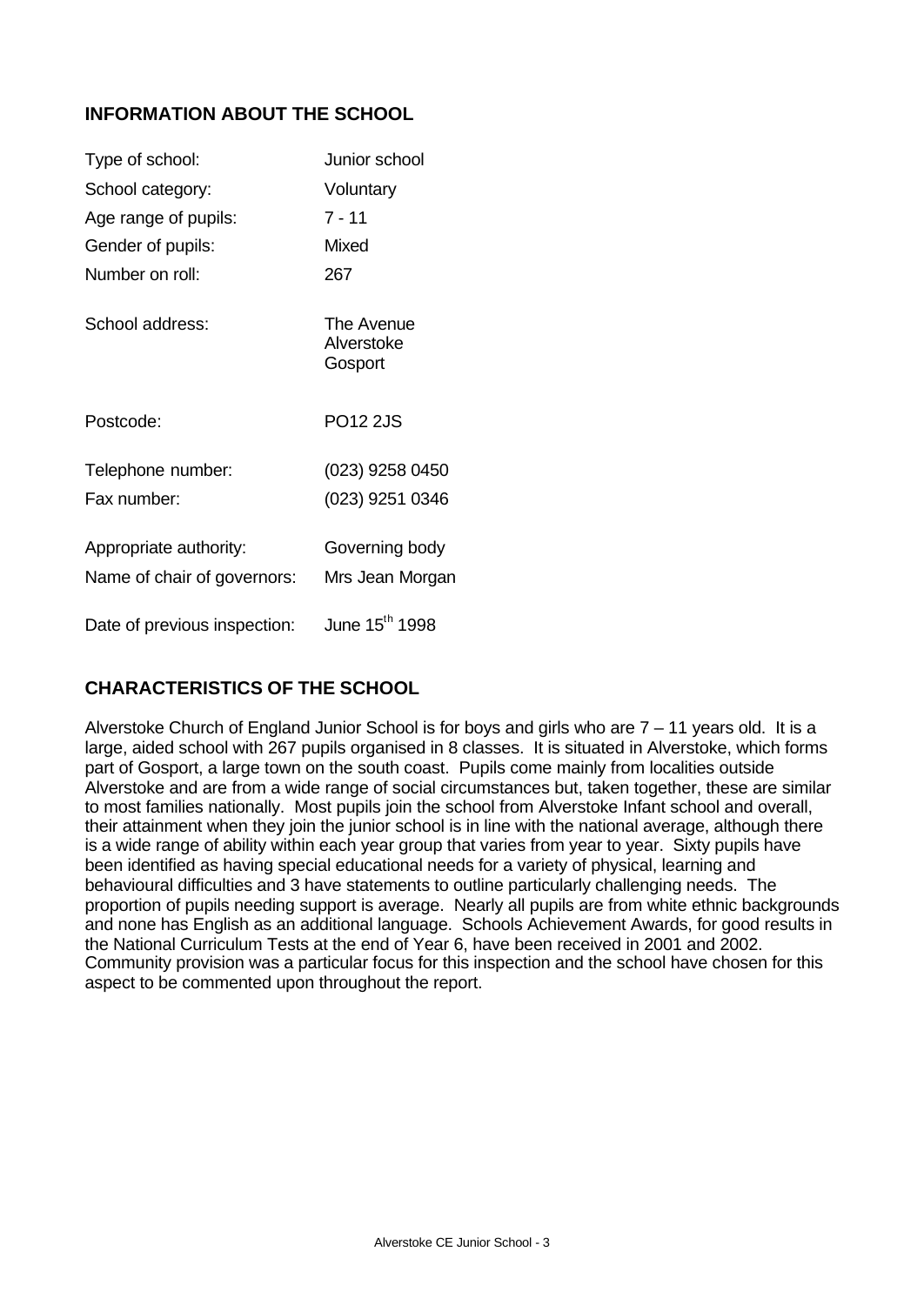## INFORMATION ABOUT THE SCHOOL

| | |
|---|---|
| Type of school: | Junior school |
| School category: | Voluntary |
| Age range of pupils: | 7 - 11 |
| Gender of pupils: | Mixed |
| Number on roll: | 267 |
| School address: | The Avenue<br>Alverstoke<br>Gosport |
| Postcode: | PO12 2JS |
| Telephone number: | (023) 9258 0450 |
| Fax number: | (023) 9251 0346 |
| Appropriate authority: | Governing body |
| Name of chair of governors: | Mrs Jean Morgan |
| Date of previous inspection: | June 15th 1998 |

## CHARACTERISTICS OF THE SCHOOL

Alverstoke Church of England Junior School is for boys and girls who are 7 – 11 years old. It is a large, aided school with 267 pupils organised in 8 classes. It is situated in Alverstoke, which forms part of Gosport, a large town on the south coast. Pupils come mainly from localities outside Alverstoke and are from a wide range of social circumstances but, taken together, these are similar to most families nationally. Most pupils join the school from Alverstoke Infant school and overall, their attainment when they join the junior school is in line with the national average, although there is a wide range of ability within each year group that varies from year to year. Sixty pupils have been identified as having special educational needs for a variety of physical, learning and behavioural difficulties and 3 have statements to outline particularly challenging needs. The proportion of pupils needing support is average. Nearly all pupils are from white ethnic backgrounds and none has English as an additional language. Schools Achievement Awards, for good results in the National Curriculum Tests at the end of Year 6, have been received in 2001 and 2002. Community provision was a particular focus for this inspection and the school have chosen for this aspect to be commented upon throughout the report.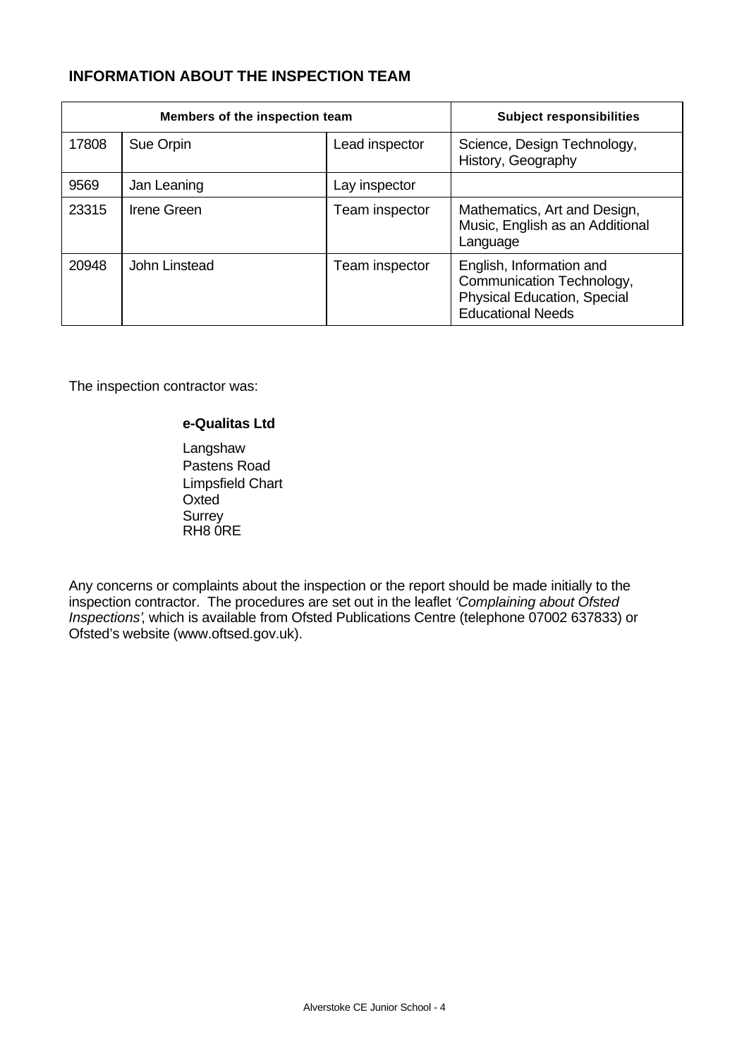## INFORMATION ABOUT THE INSPECTION TEAM

| Members of the inspection team | | | Subject responsibilities |
|---|---|---|---|
| 17808 | Sue Orpin | Lead inspector | Science, Design Technology, History, Geography |
| 9569 | Jan Leaning | Lay inspector | |
| 23315 | Irene Green | Team inspector | Mathematics, Art and Design, Music, English as an Additional Language |
| 20948 | John Linstead | Team inspector | English, Information and Communication Technology, Physical Education, Special Educational Needs |

The inspection contractor was:

**e-Qualitas Ltd**

Langshaw
Pastens Road
Limpsfield Chart
Oxted
Surrey
RH8 0RE

Any concerns or complaints about the inspection or the report should be made initially to the inspection contractor. The procedures are set out in the leaflet *'Complaining about Ofsted Inspections'*, which is available from Ofsted Publications Centre (telephone 07002 637833) or Ofsted's website (www.oftsed.gov.uk).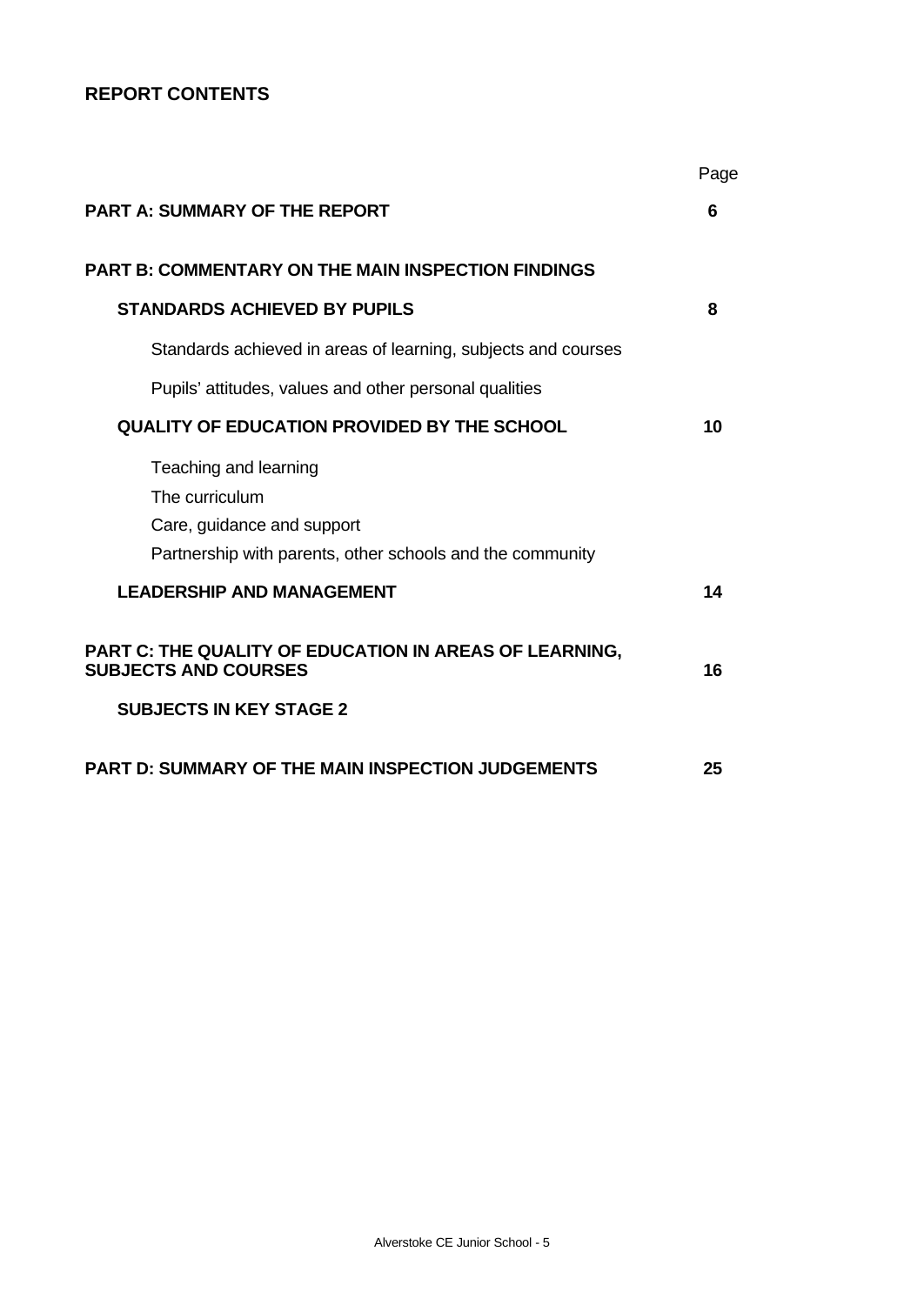## REPORT CONTENTS

| | Page |
|---|---|
| **PART A: SUMMARY OF THE REPORT** | **6** |
| **PART B: COMMENTARY ON THE MAIN INSPECTION FINDINGS** | |
| **STANDARDS ACHIEVED BY PUPILS** | **8** |
| Standards achieved in areas of learning, subjects and courses | |
| Pupils' attitudes, values and other personal qualities | |
| **QUALITY OF EDUCATION PROVIDED BY THE SCHOOL** | **10** |
| Teaching and learning | |
| The curriculum | |
| Care, guidance and support | |
| Partnership with parents, other schools and the community | |
| **LEADERSHIP AND MANAGEMENT** | **14** |
| **PART C: THE QUALITY OF EDUCATION IN AREAS OF LEARNING, SUBJECTS AND COURSES** | **16** |
| **SUBJECTS IN KEY STAGE 2** | |
| **PART D: SUMMARY OF THE MAIN INSPECTION JUDGEMENTS** | **25** |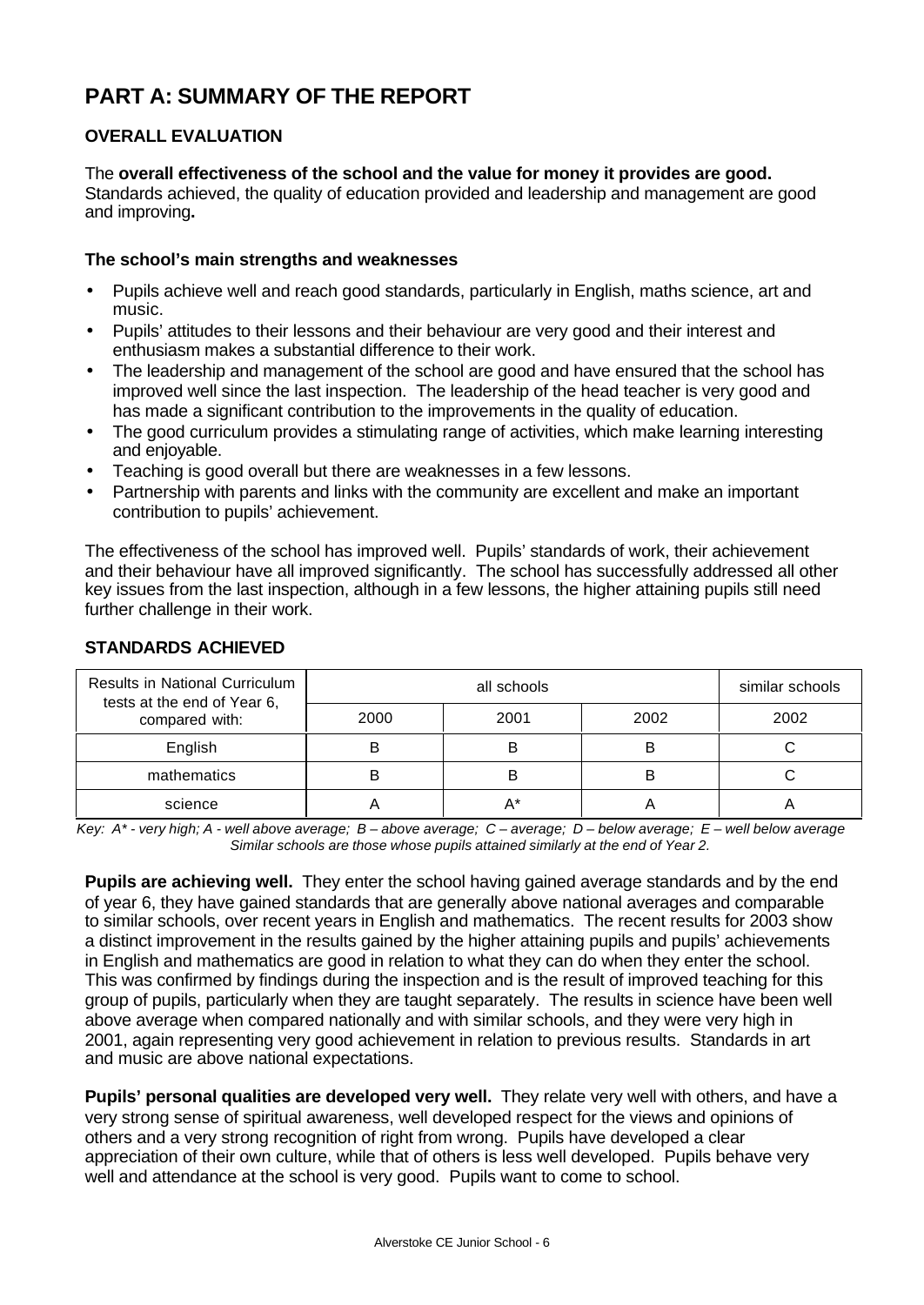# PART A: SUMMARY OF THE REPORT

## OVERALL EVALUATION

The **overall effectiveness of the school and the value for money it provides are good.** Standards achieved, the quality of education provided and leadership and management are good and improving**.**

### The school's main strengths and weaknesses

- Pupils achieve well and reach good standards, particularly in English, maths science, art and music.
- Pupils' attitudes to their lessons and their behaviour are very good and their interest and enthusiasm makes a substantial difference to their work.
- The leadership and management of the school are good and have ensured that the school has improved well since the last inspection. The leadership of the head teacher is very good and has made a significant contribution to the improvements in the quality of education.
- The good curriculum provides a stimulating range of activities, which make learning interesting and enjoyable.
- Teaching is good overall but there are weaknesses in a few lessons.
- Partnership with parents and links with the community are excellent and make an important contribution to pupils' achievement.

The effectiveness of the school has improved well. Pupils' standards of work, their achievement and their behaviour have all improved significantly. The school has successfully addressed all other key issues from the last inspection, although in a few lessons, the higher attaining pupils still need further challenge in their work.

## STANDARDS ACHIEVED

| Results in National Curriculum tests at the end of Year 6, compared with: | all schools | | | similar schools |
|---|---|---|---|---|
| | 2000 | 2001 | 2002 | 2002 |
| English | B | B | B | C |
| mathematics | B | B | B | C |
| science | A | A* | A | A |

*Key: A* - very high; A - well above average; B – above average; C – average; D – below average; E – well below average Similar schools are those whose pupils attained similarly at the end of Year 2.*

**Pupils are achieving well.** They enter the school having gained average standards and by the end of year 6, they have gained standards that are generally above national averages and comparable to similar schools, over recent years in English and mathematics. The recent results for 2003 show a distinct improvement in the results gained by the higher attaining pupils and pupils' achievements in English and mathematics are good in relation to what they can do when they enter the school. This was confirmed by findings during the inspection and is the result of improved teaching for this group of pupils, particularly when they are taught separately. The results in science have been well above average when compared nationally and with similar schools, and they were very high in 2001, again representing very good achievement in relation to previous results. Standards in art and music are above national expectations.

**Pupils' personal qualities are developed very well.** They relate very well with others, and have a very strong sense of spiritual awareness, well developed respect for the views and opinions of others and a very strong recognition of right from wrong. Pupils have developed a clear appreciation of their own culture, while that of others is less well developed. Pupils behave very well and attendance at the school is very good. Pupils want to come to school.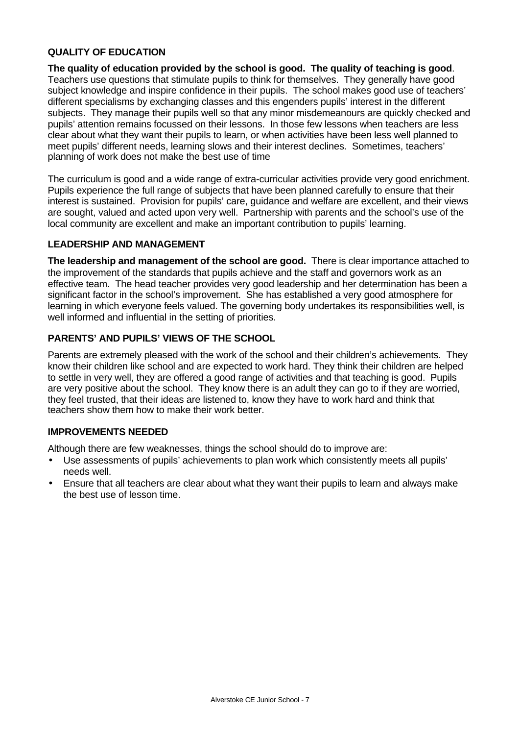## QUALITY OF EDUCATION

**The quality of education provided by the school is good. The quality of teaching is good**. Teachers use questions that stimulate pupils to think for themselves. They generally have good subject knowledge and inspire confidence in their pupils. The school makes good use of teachers' different specialisms by exchanging classes and this engenders pupils' interest in the different subjects. They manage their pupils well so that any minor misdemeanours are quickly checked and pupils' attention remains focussed on their lessons. In those few lessons when teachers are less clear about what they want their pupils to learn, or when activities have been less well planned to meet pupils' different needs, learning slows and their interest declines. Sometimes, teachers' planning of work does not make the best use of time

The curriculum is good and a wide range of extra-curricular activities provide very good enrichment. Pupils experience the full range of subjects that have been planned carefully to ensure that their interest is sustained. Provision for pupils' care, guidance and welfare are excellent, and their views are sought, valued and acted upon very well. Partnership with parents and the school's use of the local community are excellent and make an important contribution to pupils' learning.

## LEADERSHIP AND MANAGEMENT

**The leadership and management of the school are good.** There is clear importance attached to the improvement of the standards that pupils achieve and the staff and governors work as an effective team. The head teacher provides very good leadership and her determination has been a significant factor in the school's improvement. She has established a very good atmosphere for learning in which everyone feels valued. The governing body undertakes its responsibilities well, is well informed and influential in the setting of priorities.

## PARENTS' AND PUPILS' VIEWS OF THE SCHOOL

Parents are extremely pleased with the work of the school and their children's achievements. They know their children like school and are expected to work hard. They think their children are helped to settle in very well, they are offered a good range of activities and that teaching is good. Pupils are very positive about the school. They know there is an adult they can go to if they are worried, they feel trusted, that their ideas are listened to, know they have to work hard and think that teachers show them how to make their work better.

## IMPROVEMENTS NEEDED

Although there are few weaknesses, things the school should do to improve are:

- Use assessments of pupils' achievements to plan work which consistently meets all pupils' needs well.
- Ensure that all teachers are clear about what they want their pupils to learn and always make the best use of lesson time.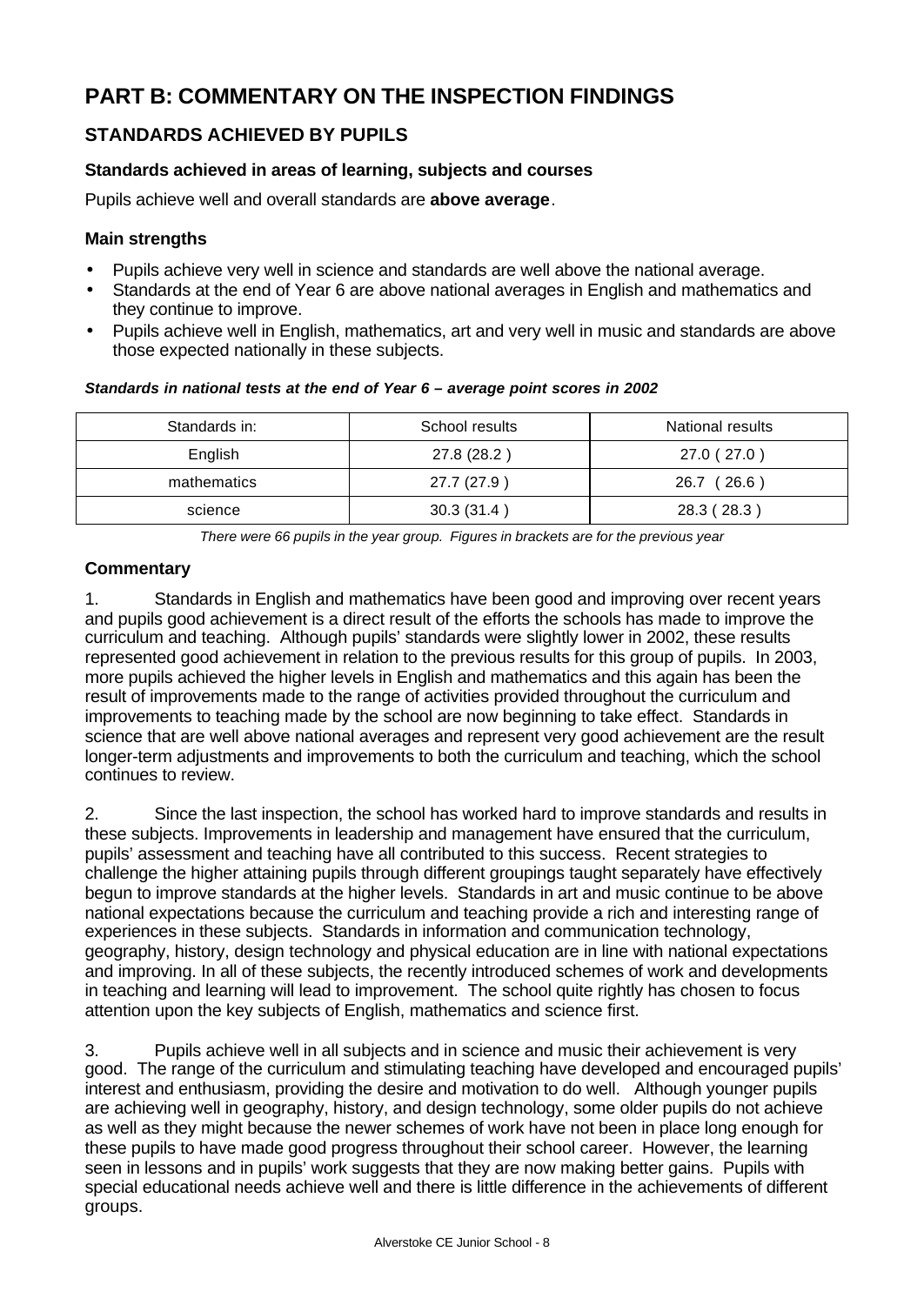# PART B: COMMENTARY ON THE INSPECTION FINDINGS

## STANDARDS ACHIEVED BY PUPILS

### Standards achieved in areas of learning, subjects and courses

Pupils achieve well and overall standards are **above average**.

### Main strengths

- Pupils achieve very well in science and standards are well above the national average.
- Standards at the end of Year 6 are above national averages in English and mathematics and they continue to improve.
- Pupils achieve well in English, mathematics, art and very well in music and standards are above those expected nationally in these subjects.

***Standards in national tests at the end of Year 6 – average point scores in 2002***

| Standards in: | School results | National results |
|---|---|---|
| English | 27.8 (28.2 ) | 27.0 ( 27.0 ) |
| mathematics | 27.7 (27.9 ) | 26.7 ( 26.6 ) |
| science | 30.3 (31.4 ) | 28.3 ( 28.3 ) |

*There were 66 pupils in the year group. Figures in brackets are for the previous year*

### Commentary

1. Standards in English and mathematics have been good and improving over recent years and pupils good achievement is a direct result of the efforts the schools has made to improve the curriculum and teaching. Although pupils' standards were slightly lower in 2002, these results represented good achievement in relation to the previous results for this group of pupils. In 2003, more pupils achieved the higher levels in English and mathematics and this again has been the result of improvements made to the range of activities provided throughout the curriculum and improvements to teaching made by the school are now beginning to take effect. Standards in science that are well above national averages and represent very good achievement are the result longer-term adjustments and improvements to both the curriculum and teaching, which the school continues to review.

2. Since the last inspection, the school has worked hard to improve standards and results in these subjects. Improvements in leadership and management have ensured that the curriculum, pupils' assessment and teaching have all contributed to this success. Recent strategies to challenge the higher attaining pupils through different groupings taught separately have effectively begun to improve standards at the higher levels. Standards in art and music continue to be above national expectations because the curriculum and teaching provide a rich and interesting range of experiences in these subjects. Standards in information and communication technology, geography, history, design technology and physical education are in line with national expectations and improving. In all of these subjects, the recently introduced schemes of work and developments in teaching and learning will lead to improvement. The school quite rightly has chosen to focus attention upon the key subjects of English, mathematics and science first.

3. Pupils achieve well in all subjects and in science and music their achievement is very good. The range of the curriculum and stimulating teaching have developed and encouraged pupils' interest and enthusiasm, providing the desire and motivation to do well. Although younger pupils are achieving well in geography, history, and design technology, some older pupils do not achieve as well as they might because the newer schemes of work have not been in place long enough for these pupils to have made good progress throughout their school career. However, the learning seen in lessons and in pupils' work suggests that they are now making better gains. Pupils with special educational needs achieve well and there is little difference in the achievements of different groups.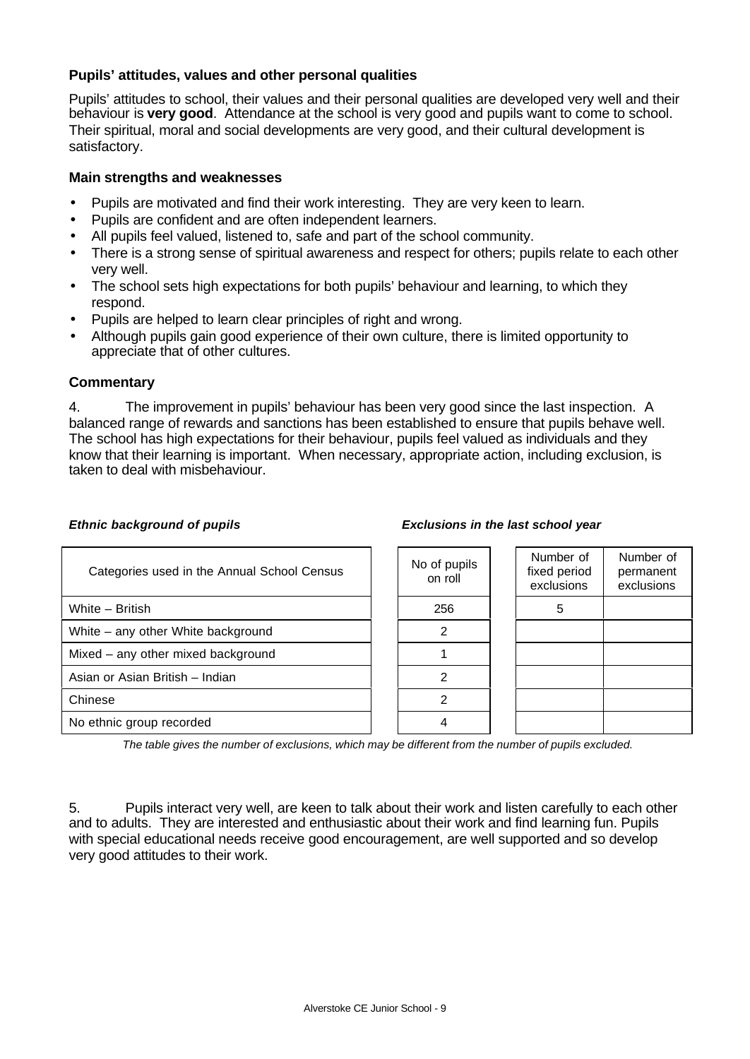### Pupils' attitudes, values and other personal qualities

Pupils' attitudes to school, their values and their personal qualities are developed very well and their behaviour is **very good**. Attendance at the school is very good and pupils want to come to school. Their spiritual, moral and social developments are very good, and their cultural development is satisfactory.

#### Main strengths and weaknesses

- Pupils are motivated and find their work interesting. They are very keen to learn.
- Pupils are confident and are often independent learners.
- All pupils feel valued, listened to, safe and part of the school community.
- There is a strong sense of spiritual awareness and respect for others; pupils relate to each other very well.
- The school sets high expectations for both pupils' behaviour and learning, to which they respond.
- Pupils are helped to learn clear principles of right and wrong.
- Although pupils gain good experience of their own culture, there is limited opportunity to appreciate that of other cultures.

#### Commentary

4. The improvement in pupils' behaviour has been very good since the last inspection. A balanced range of rewards and sanctions has been established to ensure that pupils behave well. The school has high expectations for their behaviour, pupils feel valued as individuals and they know that their learning is important. When necessary, appropriate action, including exclusion, is taken to deal with misbehaviour.

***Ethnic background of pupils*** ***Exclusions in the last school year***

| Categories used in the Annual School Census | No of pupils on roll | Number of fixed period exclusions | Number of permanent exclusions |
|---|---|---|---|
| White – British | 256 | 5 | |
| White – any other White background | 2 | | |
| Mixed – any other mixed background | 1 | | |
| Asian or Asian British – Indian | 2 | | |
| Chinese | 2 | | |
| No ethnic group recorded | 4 | | |

*The table gives the number of exclusions, which may be different from the number of pupils excluded.*

5. Pupils interact very well, are keen to talk about their work and listen carefully to each other and to adults. They are interested and enthusiastic about their work and find learning fun. Pupils with special educational needs receive good encouragement, are well supported and so develop very good attitudes to their work.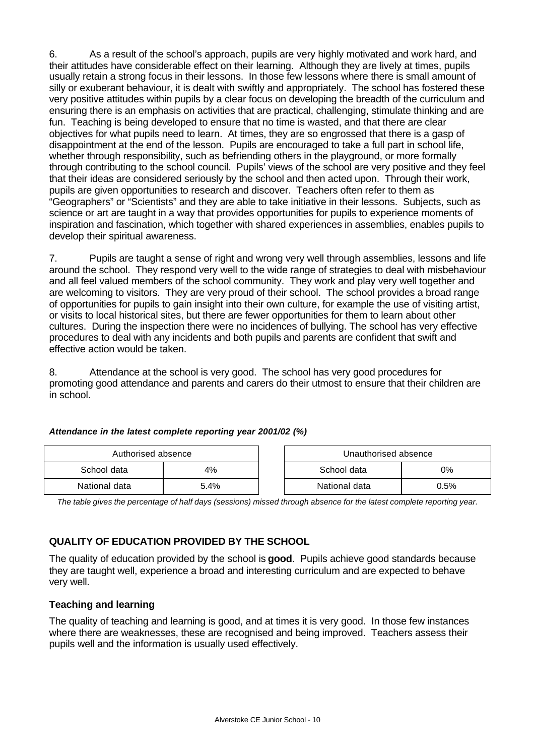6. As a result of the school's approach, pupils are very highly motivated and work hard, and their attitudes have considerable effect on their learning. Although they are lively at times, pupils usually retain a strong focus in their lessons. In those few lessons where there is small amount of silly or exuberant behaviour, it is dealt with swiftly and appropriately. The school has fostered these very positive attitudes within pupils by a clear focus on developing the breadth of the curriculum and ensuring there is an emphasis on activities that are practical, challenging, stimulate thinking and are fun. Teaching is being developed to ensure that no time is wasted, and that there are clear objectives for what pupils need to learn. At times, they are so engrossed that there is a gasp of disappointment at the end of the lesson. Pupils are encouraged to take a full part in school life, whether through responsibility, such as befriending others in the playground, or more formally through contributing to the school council. Pupils' views of the school are very positive and they feel that their ideas are considered seriously by the school and then acted upon. Through their work, pupils are given opportunities to research and discover. Teachers often refer to them as "Geographers" or "Scientists" and they are able to take initiative in their lessons. Subjects, such as science or art are taught in a way that provides opportunities for pupils to experience moments of inspiration and fascination, which together with shared experiences in assemblies, enables pupils to develop their spiritual awareness.

7. Pupils are taught a sense of right and wrong very well through assemblies, lessons and life around the school. They respond very well to the wide range of strategies to deal with misbehaviour and all feel valued members of the school community. They work and play very well together and are welcoming to visitors. They are very proud of their school. The school provides a broad range of opportunities for pupils to gain insight into their own culture, for example the use of visiting artist, or visits to local historical sites, but there are fewer opportunities for them to learn about other cultures. During the inspection there were no incidences of bullying. The school has very effective procedures to deal with any incidents and both pupils and parents are confident that swift and effective action would be taken.

8. Attendance at the school is very good. The school has very good procedures for promoting good attendance and parents and carers do their utmost to ensure that their children are in school.

***Attendance in the latest complete reporting year 2001/02 (%)***

| Authorised absence | |
|---|---|
| School data | 4% |
| National data | 5.4% |

| Unauthorised absence | |
|---|---|
| School data | 0% |
| National data | 0.5% |

*The table gives the percentage of half days (sessions) missed through absence for the latest complete reporting year.*

## QUALITY OF EDUCATION PROVIDED BY THE SCHOOL

The quality of education provided by the school is **good**. Pupils achieve good standards because they are taught well, experience a broad and interesting curriculum and are expected to behave very well.

### Teaching and learning

The quality of teaching and learning is good, and at times it is very good. In those few instances where there are weaknesses, these are recognised and being improved. Teachers assess their pupils well and the information is usually used effectively.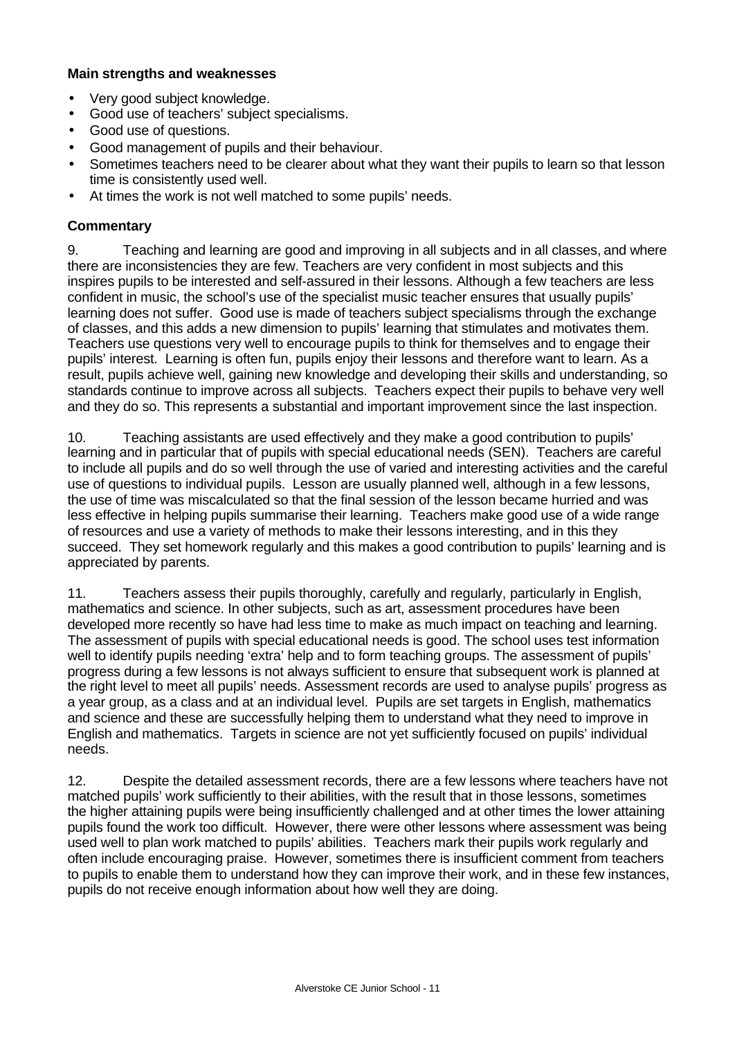**Main strengths and weaknesses**

- Very good subject knowledge.
- Good use of teachers' subject specialisms.
- Good use of questions.
- Good management of pupils and their behaviour.
- Sometimes teachers need to be clearer about what they want their pupils to learn so that lesson time is consistently used well.
- At times the work is not well matched to some pupils' needs.

**Commentary**

9. Teaching and learning are good and improving in all subjects and in all classes, and where there are inconsistencies they are few. Teachers are very confident in most subjects and this inspires pupils to be interested and self-assured in their lessons. Although a few teachers are less confident in music, the school's use of the specialist music teacher ensures that usually pupils' learning does not suffer. Good use is made of teachers subject specialisms through the exchange of classes, and this adds a new dimension to pupils' learning that stimulates and motivates them. Teachers use questions very well to encourage pupils to think for themselves and to engage their pupils' interest. Learning is often fun, pupils enjoy their lessons and therefore want to learn. As a result, pupils achieve well, gaining new knowledge and developing their skills and understanding, so standards continue to improve across all subjects. Teachers expect their pupils to behave very well and they do so. This represents a substantial and important improvement since the last inspection.

10. Teaching assistants are used effectively and they make a good contribution to pupils' learning and in particular that of pupils with special educational needs (SEN). Teachers are careful to include all pupils and do so well through the use of varied and interesting activities and the careful use of questions to individual pupils. Lesson are usually planned well, although in a few lessons, the use of time was miscalculated so that the final session of the lesson became hurried and was less effective in helping pupils summarise their learning. Teachers make good use of a wide range of resources and use a variety of methods to make their lessons interesting, and in this they succeed. They set homework regularly and this makes a good contribution to pupils' learning and is appreciated by parents.

11. Teachers assess their pupils thoroughly, carefully and regularly, particularly in English, mathematics and science. In other subjects, such as art, assessment procedures have been developed more recently so have had less time to make as much impact on teaching and learning. The assessment of pupils with special educational needs is good. The school uses test information well to identify pupils needing 'extra' help and to form teaching groups. The assessment of pupils' progress during a few lessons is not always sufficient to ensure that subsequent work is planned at the right level to meet all pupils' needs. Assessment records are used to analyse pupils' progress as a year group, as a class and at an individual level. Pupils are set targets in English, mathematics and science and these are successfully helping them to understand what they need to improve in English and mathematics. Targets in science are not yet sufficiently focused on pupils' individual needs.

12. Despite the detailed assessment records, there are a few lessons where teachers have not matched pupils' work sufficiently to their abilities, with the result that in those lessons, sometimes the higher attaining pupils were being insufficiently challenged and at other times the lower attaining pupils found the work too difficult. However, there were other lessons where assessment was being used well to plan work matched to pupils' abilities. Teachers mark their pupils work regularly and often include encouraging praise. However, sometimes there is insufficient comment from teachers to pupils to enable them to understand how they can improve their work, and in these few instances, pupils do not receive enough information about how well they are doing.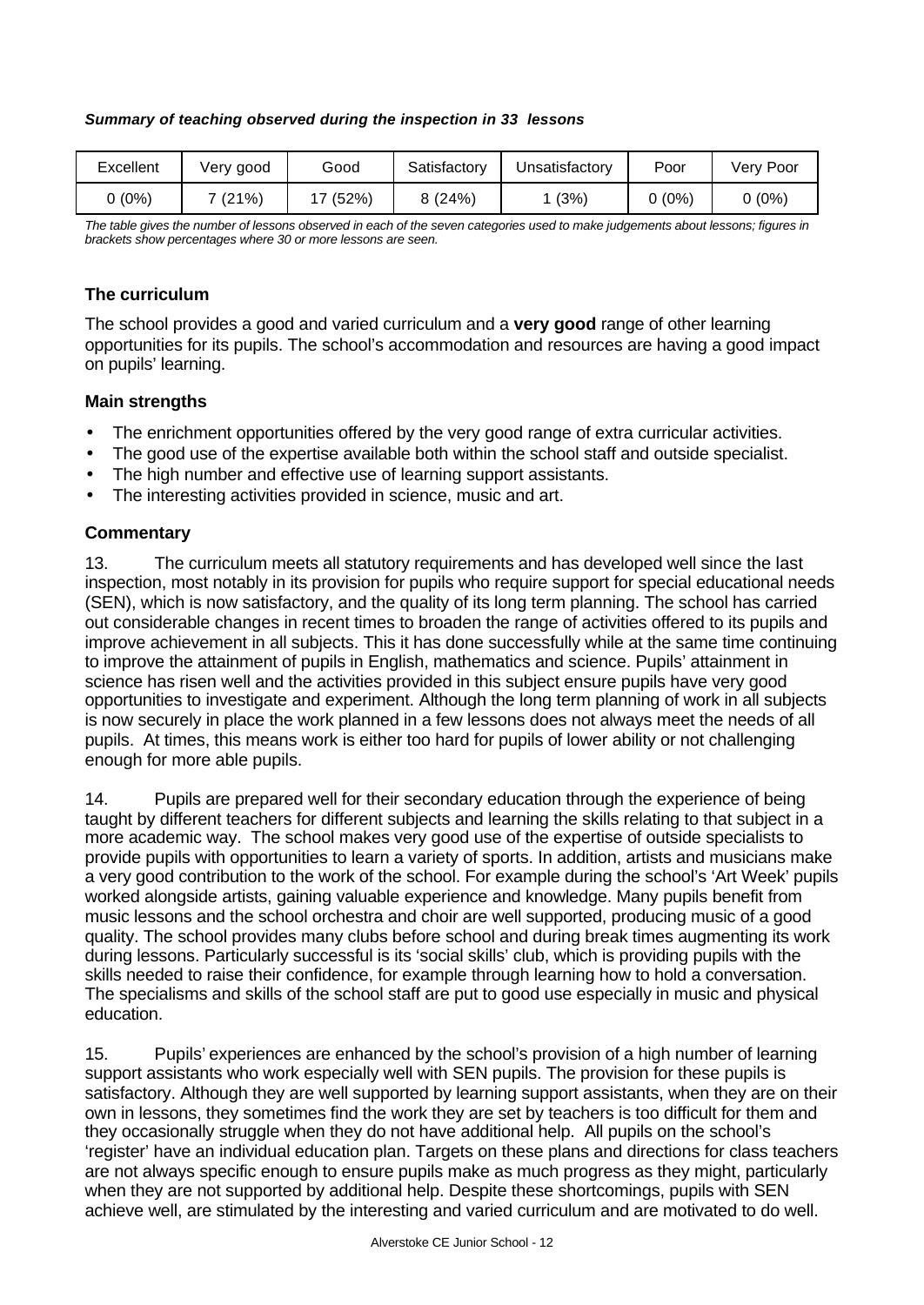***Summary of teaching observed during the inspection in 33  lessons***

| Excellent | Very good | Good | Satisfactory | Unsatisfactory | Poor | Very Poor |
|---|---|---|---|---|---|---|
| 0 (0%) | 7 (21%) | 17 (52%) | 8 (24%) | 1 (3%) | 0 (0%) | 0 (0%) |

*The table gives the number of lessons observed in each of the seven categories used to make judgements about lessons; figures in brackets show percentages where 30 or more lessons are seen.*

### The curriculum

The school provides a good and varied curriculum and a **very good** range of other learning opportunities for its pupils. The school's accommodation and resources are having a good impact on pupils' learning.

#### Main strengths

- The enrichment opportunities offered by the very good range of extra curricular activities.
- The good use of the expertise available both within the school staff and outside specialist.
- The high number and effective use of learning support assistants.
- The interesting activities provided in science, music and art.

#### Commentary

13. The curriculum meets all statutory requirements and has developed well since the last inspection, most notably in its provision for pupils who require support for special educational needs (SEN), which is now satisfactory, and the quality of its long term planning. The school has carried out considerable changes in recent times to broaden the range of activities offered to its pupils and improve achievement in all subjects. This it has done successfully while at the same time continuing to improve the attainment of pupils in English, mathematics and science. Pupils' attainment in science has risen well and the activities provided in this subject ensure pupils have very good opportunities to investigate and experiment. Although the long term planning of work in all subjects is now securely in place the work planned in a few lessons does not always meet the needs of all pupils. At times, this means work is either too hard for pupils of lower ability or not challenging enough for more able pupils.

14. Pupils are prepared well for their secondary education through the experience of being taught by different teachers for different subjects and learning the skills relating to that subject in a more academic way. The school makes very good use of the expertise of outside specialists to provide pupils with opportunities to learn a variety of sports. In addition, artists and musicians make a very good contribution to the work of the school. For example during the school's 'Art Week' pupils worked alongside artists, gaining valuable experience and knowledge. Many pupils benefit from music lessons and the school orchestra and choir are well supported, producing music of a good quality. The school provides many clubs before school and during break times augmenting its work during lessons. Particularly successful is its 'social skills' club, which is providing pupils with the skills needed to raise their confidence, for example through learning how to hold a conversation. The specialisms and skills of the school staff are put to good use especially in music and physical education.

15. Pupils' experiences are enhanced by the school's provision of a high number of learning support assistants who work especially well with SEN pupils. The provision for these pupils is satisfactory. Although they are well supported by learning support assistants, when they are on their own in lessons, they sometimes find the work they are set by teachers is too difficult for them and they occasionally struggle when they do not have additional help. All pupils on the school's 'register' have an individual education plan. Targets on these plans and directions for class teachers are not always specific enough to ensure pupils make as much progress as they might, particularly when they are not supported by additional help. Despite these shortcomings, pupils with SEN achieve well, are stimulated by the interesting and varied curriculum and are motivated to do well.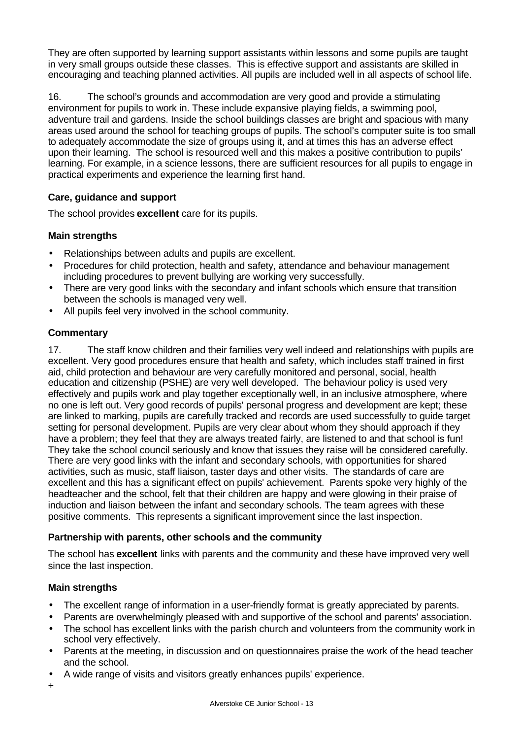They are often supported by learning support assistants within lessons and some pupils are taught in very small groups outside these classes. This is effective support and assistants are skilled in encouraging and teaching planned activities. All pupils are included well in all aspects of school life.

16. The school's grounds and accommodation are very good and provide a stimulating environment for pupils to work in. These include expansive playing fields, a swimming pool, adventure trail and gardens. Inside the school buildings classes are bright and spacious with many areas used around the school for teaching groups of pupils. The school's computer suite is too small to adequately accommodate the size of groups using it, and at times this has an adverse effect upon their learning. The school is resourced well and this makes a positive contribution to pupils' learning. For example, in a science lessons, there are sufficient resources for all pupils to engage in practical experiments and experience the learning first hand.

### Care, guidance and support

The school provides **excellent** care for its pupils.

#### Main strengths

- Relationships between adults and pupils are excellent.
- Procedures for child protection, health and safety, attendance and behaviour management including procedures to prevent bullying are working very successfully.
- There are very good links with the secondary and infant schools which ensure that transition between the schools is managed very well.
- All pupils feel very involved in the school community.

#### Commentary

17. The staff know children and their families very well indeed and relationships with pupils are excellent. Very good procedures ensure that health and safety, which includes staff trained in first aid, child protection and behaviour are very carefully monitored and personal, social, health education and citizenship (PSHE) are very well developed. The behaviour policy is used very effectively and pupils work and play together exceptionally well, in an inclusive atmosphere, where no one is left out. Very good records of pupils' personal progress and development are kept; these are linked to marking, pupils are carefully tracked and records are used successfully to guide target setting for personal development. Pupils are very clear about whom they should approach if they have a problem; they feel that they are always treated fairly, are listened to and that school is fun! They take the school council seriously and know that issues they raise will be considered carefully. There are very good links with the infant and secondary schools, with opportunities for shared activities, such as music, staff liaison, taster days and other visits. The standards of care are excellent and this has a significant effect on pupils' achievement. Parents spoke very highly of the headteacher and the school, felt that their children are happy and were glowing in their praise of induction and liaison between the infant and secondary schools. The team agrees with these positive comments. This represents a significant improvement since the last inspection.

### Partnership with parents, other schools and the community

The school has **excellent** links with parents and the community and these have improved very well since the last inspection.

#### Main strengths

- The excellent range of information in a user-friendly format is greatly appreciated by parents.
- Parents are overwhelmingly pleased with and supportive of the school and parents' association.
- The school has excellent links with the parish church and volunteers from the community work in school very effectively.
- Parents at the meeting, in discussion and on questionnaires praise the work of the head teacher and the school.
- A wide range of visits and visitors greatly enhances pupils' experience.

+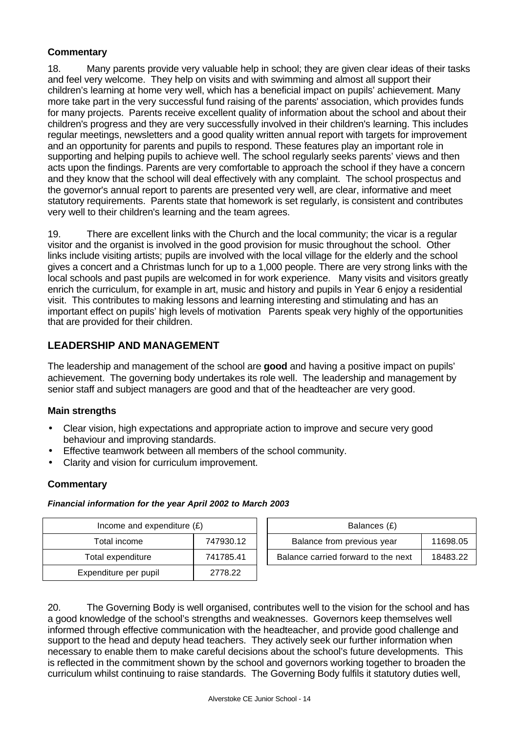### Commentary

18. Many parents provide very valuable help in school; they are given clear ideas of their tasks and feel very welcome. They help on visits and with swimming and almost all support their children's learning at home very well, which has a beneficial impact on pupils' achievement. Many more take part in the very successful fund raising of the parents' association, which provides funds for many projects. Parents receive excellent quality of information about the school and about their children's progress and they are very successfully involved in their children's learning. This includes regular meetings, newsletters and a good quality written annual report with targets for improvement and an opportunity for parents and pupils to respond. These features play an important role in supporting and helping pupils to achieve well. The school regularly seeks parents' views and then acts upon the findings. Parents are very comfortable to approach the school if they have a concern and they know that the school will deal effectively with any complaint. The school prospectus and the governor's annual report to parents are presented very well, are clear, informative and meet statutory requirements. Parents state that homework is set regularly, is consistent and contributes very well to their children's learning and the team agrees.

19. There are excellent links with the Church and the local community; the vicar is a regular visitor and the organist is involved in the good provision for music throughout the school. Other links include visiting artists; pupils are involved with the local village for the elderly and the school gives a concert and a Christmas lunch for up to a 1,000 people. There are very strong links with the local schools and past pupils are welcomed in for work experience. Many visits and visitors greatly enrich the curriculum, for example in art, music and history and pupils in Year 6 enjoy a residential visit. This contributes to making lessons and learning interesting and stimulating and has an important effect on pupils' high levels of motivation Parents speak very highly of the opportunities that are provided for their children.

## LEADERSHIP AND MANAGEMENT

The leadership and management of the school are **good** and having a positive impact on pupils' achievement. The governing body undertakes its role well. The leadership and management by senior staff and subject managers are good and that of the headteacher are very good.

### Main strengths

- Clear vision, high expectations and appropriate action to improve and secure very good behaviour and improving standards.
- Effective teamwork between all members of the school community.
- Clarity and vision for curriculum improvement.

### Commentary

***Financial information for the year April 2002 to March 2003***

| Income and expenditure (£) | |
|---|---|
| Total income | 747930.12 |
| Total expenditure | 741785.41 |
| Expenditure per pupil | 2778.22 |

| Balances (£) | |
|---|---|
| Balance from previous year | 11698.05 |
| Balance carried forward to the next | 18483.22 |

20. The Governing Body is well organised, contributes well to the vision for the school and has a good knowledge of the school's strengths and weaknesses. Governors keep themselves well informed through effective communication with the headteacher, and provide good challenge and support to the head and deputy head teachers. They actively seek our further information when necessary to enable them to make careful decisions about the school's future developments. This is reflected in the commitment shown by the school and governors working together to broaden the curriculum whilst continuing to raise standards. The Governing Body fulfils it statutory duties well,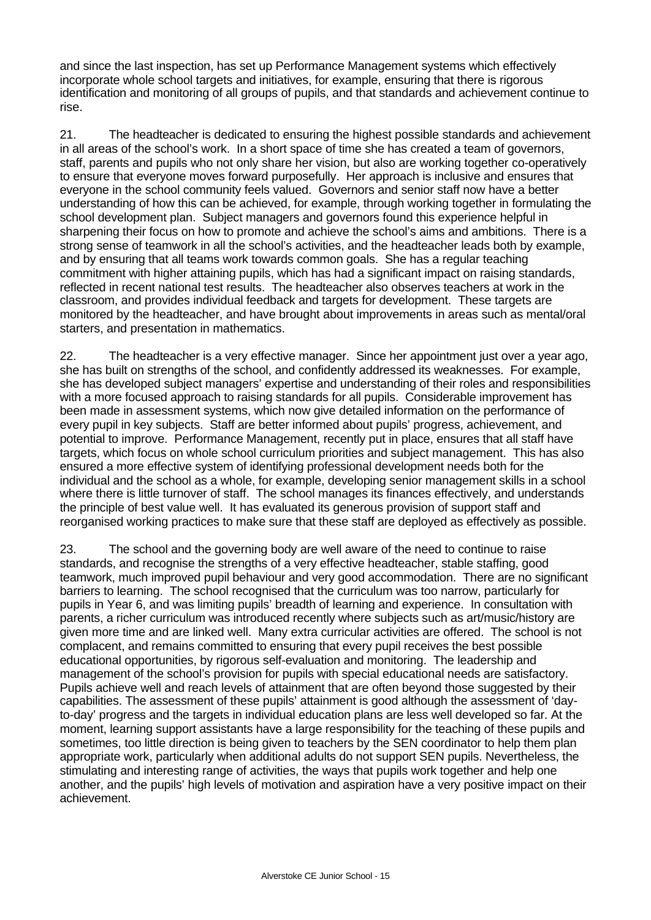and since the last inspection, has set up Performance Management systems which effectively incorporate whole school targets and initiatives, for example, ensuring that there is rigorous identification and monitoring of all groups of pupils, and that standards and achievement continue to rise.

21. The headteacher is dedicated to ensuring the highest possible standards and achievement in all areas of the school's work. In a short space of time she has created a team of governors, staff, parents and pupils who not only share her vision, but also are working together co-operatively to ensure that everyone moves forward purposefully. Her approach is inclusive and ensures that everyone in the school community feels valued. Governors and senior staff now have a better understanding of how this can be achieved, for example, through working together in formulating the school development plan. Subject managers and governors found this experience helpful in sharpening their focus on how to promote and achieve the school's aims and ambitions. There is a strong sense of teamwork in all the school's activities, and the headteacher leads both by example, and by ensuring that all teams work towards common goals. She has a regular teaching commitment with higher attaining pupils, which has had a significant impact on raising standards, reflected in recent national test results. The headteacher also observes teachers at work in the classroom, and provides individual feedback and targets for development. These targets are monitored by the headteacher, and have brought about improvements in areas such as mental/oral starters, and presentation in mathematics.

22. The headteacher is a very effective manager. Since her appointment just over a year ago, she has built on strengths of the school, and confidently addressed its weaknesses. For example, she has developed subject managers' expertise and understanding of their roles and responsibilities with a more focused approach to raising standards for all pupils. Considerable improvement has been made in assessment systems, which now give detailed information on the performance of every pupil in key subjects. Staff are better informed about pupils' progress, achievement, and potential to improve. Performance Management, recently put in place, ensures that all staff have targets, which focus on whole school curriculum priorities and subject management. This has also ensured a more effective system of identifying professional development needs both for the individual and the school as a whole, for example, developing senior management skills in a school where there is little turnover of staff. The school manages its finances effectively, and understands the principle of best value well. It has evaluated its generous provision of support staff and reorganised working practices to make sure that these staff are deployed as effectively as possible.

23. The school and the governing body are well aware of the need to continue to raise standards, and recognise the strengths of a very effective headteacher, stable staffing, good teamwork, much improved pupil behaviour and very good accommodation. There are no significant barriers to learning. The school recognised that the curriculum was too narrow, particularly for pupils in Year 6, and was limiting pupils' breadth of learning and experience. In consultation with parents, a richer curriculum was introduced recently where subjects such as art/music/history are given more time and are linked well. Many extra curricular activities are offered. The school is not complacent, and remains committed to ensuring that every pupil receives the best possible educational opportunities, by rigorous self-evaluation and monitoring. The leadership and management of the school's provision for pupils with special educational needs are satisfactory. Pupils achieve well and reach levels of attainment that are often beyond those suggested by their capabilities. The assessment of these pupils' attainment is good although the assessment of 'day-to-day' progress and the targets in individual education plans are less well developed so far. At the moment, learning support assistants have a large responsibility for the teaching of these pupils and sometimes, too little direction is being given to teachers by the SEN coordinator to help them plan appropriate work, particularly when additional adults do not support SEN pupils. Nevertheless, the stimulating and interesting range of activities, the ways that pupils work together and help one another, and the pupils' high levels of motivation and aspiration have a very positive impact on their achievement.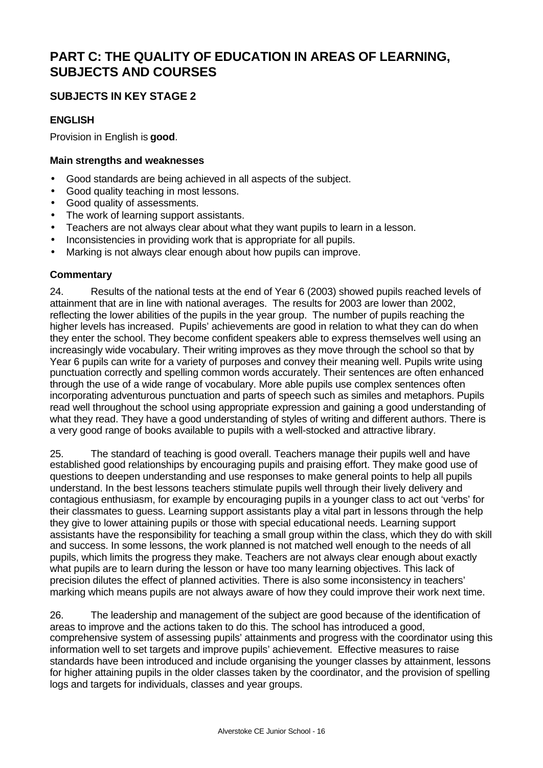# PART C: THE QUALITY OF EDUCATION IN AREAS OF LEARNING, SUBJECTS AND COURSES

## SUBJECTS IN KEY STAGE 2

### ENGLISH

Provision in English is **good**.

#### Main strengths and weaknesses

- Good standards are being achieved in all aspects of the subject.
- Good quality teaching in most lessons.
- Good quality of assessments.
- The work of learning support assistants.
- Teachers are not always clear about what they want pupils to learn in a lesson.
- Inconsistencies in providing work that is appropriate for all pupils.
- Marking is not always clear enough about how pupils can improve.

#### Commentary

24. Results of the national tests at the end of Year 6 (2003) showed pupils reached levels of attainment that are in line with national averages. The results for 2003 are lower than 2002, reflecting the lower abilities of the pupils in the year group. The number of pupils reaching the higher levels has increased. Pupils' achievements are good in relation to what they can do when they enter the school. They become confident speakers able to express themselves well using an increasingly wide vocabulary. Their writing improves as they move through the school so that by Year 6 pupils can write for a variety of purposes and convey their meaning well. Pupils write using punctuation correctly and spelling common words accurately. Their sentences are often enhanced through the use of a wide range of vocabulary. More able pupils use complex sentences often incorporating adventurous punctuation and parts of speech such as similes and metaphors. Pupils read well throughout the school using appropriate expression and gaining a good understanding of what they read. They have a good understanding of styles of writing and different authors. There is a very good range of books available to pupils with a well-stocked and attractive library.

25. The standard of teaching is good overall. Teachers manage their pupils well and have established good relationships by encouraging pupils and praising effort. They make good use of questions to deepen understanding and use responses to make general points to help all pupils understand. In the best lessons teachers stimulate pupils well through their lively delivery and contagious enthusiasm, for example by encouraging pupils in a younger class to act out 'verbs' for their classmates to guess. Learning support assistants play a vital part in lessons through the help they give to lower attaining pupils or those with special educational needs. Learning support assistants have the responsibility for teaching a small group within the class, which they do with skill and success. In some lessons, the work planned is not matched well enough to the needs of all pupils, which limits the progress they make. Teachers are not always clear enough about exactly what pupils are to learn during the lesson or have too many learning objectives. This lack of precision dilutes the effect of planned activities. There is also some inconsistency in teachers' marking which means pupils are not always aware of how they could improve their work next time.

26. The leadership and management of the subject are good because of the identification of areas to improve and the actions taken to do this. The school has introduced a good, comprehensive system of assessing pupils' attainments and progress with the coordinator using this information well to set targets and improve pupils' achievement. Effective measures to raise standards have been introduced and include organising the younger classes by attainment, lessons for higher attaining pupils in the older classes taken by the coordinator, and the provision of spelling logs and targets for individuals, classes and year groups.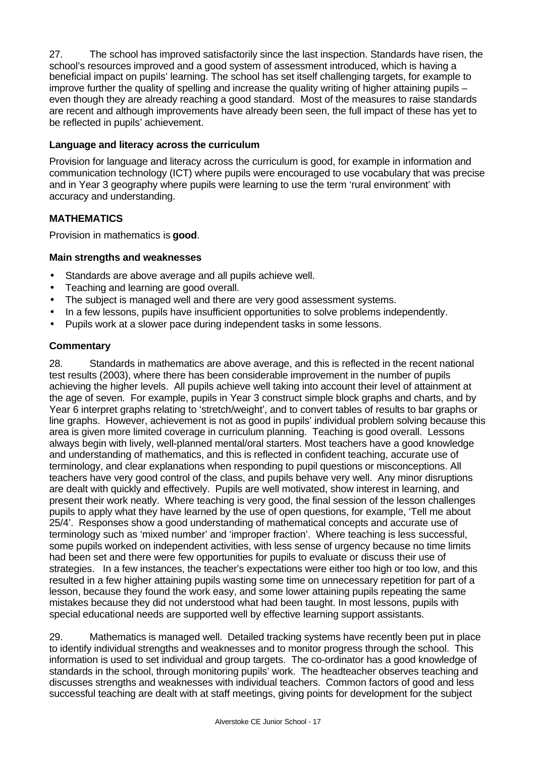27. The school has improved satisfactorily since the last inspection. Standards have risen, the school's resources improved and a good system of assessment introduced, which is having a beneficial impact on pupils' learning. The school has set itself challenging targets, for example to improve further the quality of spelling and increase the quality writing of higher attaining pupils – even though they are already reaching a good standard. Most of the measures to raise standards are recent and although improvements have already been seen, the full impact of these has yet to be reflected in pupils' achievement.

### Language and literacy across the curriculum

Provision for language and literacy across the curriculum is good, for example in information and communication technology (ICT) where pupils were encouraged to use vocabulary that was precise and in Year 3 geography where pupils were learning to use the term 'rural environment' with accuracy and understanding.

## MATHEMATICS

Provision in mathematics is **good**.

### Main strengths and weaknesses

- Standards are above average and all pupils achieve well.
- Teaching and learning are good overall.
- The subject is managed well and there are very good assessment systems.
- In a few lessons, pupils have insufficient opportunities to solve problems independently.
- Pupils work at a slower pace during independent tasks in some lessons.

### Commentary

28. Standards in mathematics are above average, and this is reflected in the recent national test results (2003), where there has been considerable improvement in the number of pupils achieving the higher levels. All pupils achieve well taking into account their level of attainment at the age of seven. For example, pupils in Year 3 construct simple block graphs and charts, and by Year 6 interpret graphs relating to 'stretch/weight', and to convert tables of results to bar graphs or line graphs. However, achievement is not as good in pupils' individual problem solving because this area is given more limited coverage in curriculum planning. Teaching is good overall. Lessons always begin with lively, well-planned mental/oral starters. Most teachers have a good knowledge and understanding of mathematics, and this is reflected in confident teaching, accurate use of terminology, and clear explanations when responding to pupil questions or misconceptions. All teachers have very good control of the class, and pupils behave very well. Any minor disruptions are dealt with quickly and effectively. Pupils are well motivated, show interest in learning, and present their work neatly. Where teaching is very good, the final session of the lesson challenges pupils to apply what they have learned by the use of open questions, for example, 'Tell me about 25/4'. Responses show a good understanding of mathematical concepts and accurate use of terminology such as 'mixed number' and 'improper fraction'. Where teaching is less successful, some pupils worked on independent activities, with less sense of urgency because no time limits had been set and there were few opportunities for pupils to evaluate or discuss their use of strategies. In a few instances, the teacher's expectations were either too high or too low, and this resulted in a few higher attaining pupils wasting some time on unnecessary repetition for part of a lesson, because they found the work easy, and some lower attaining pupils repeating the same mistakes because they did not understood what had been taught. In most lessons, pupils with special educational needs are supported well by effective learning support assistants.

29. Mathematics is managed well. Detailed tracking systems have recently been put in place to identify individual strengths and weaknesses and to monitor progress through the school. This information is used to set individual and group targets. The co-ordinator has a good knowledge of standards in the school, through monitoring pupils' work. The headteacher observes teaching and discusses strengths and weaknesses with individual teachers. Common factors of good and less successful teaching are dealt with at staff meetings, giving points for development for the subject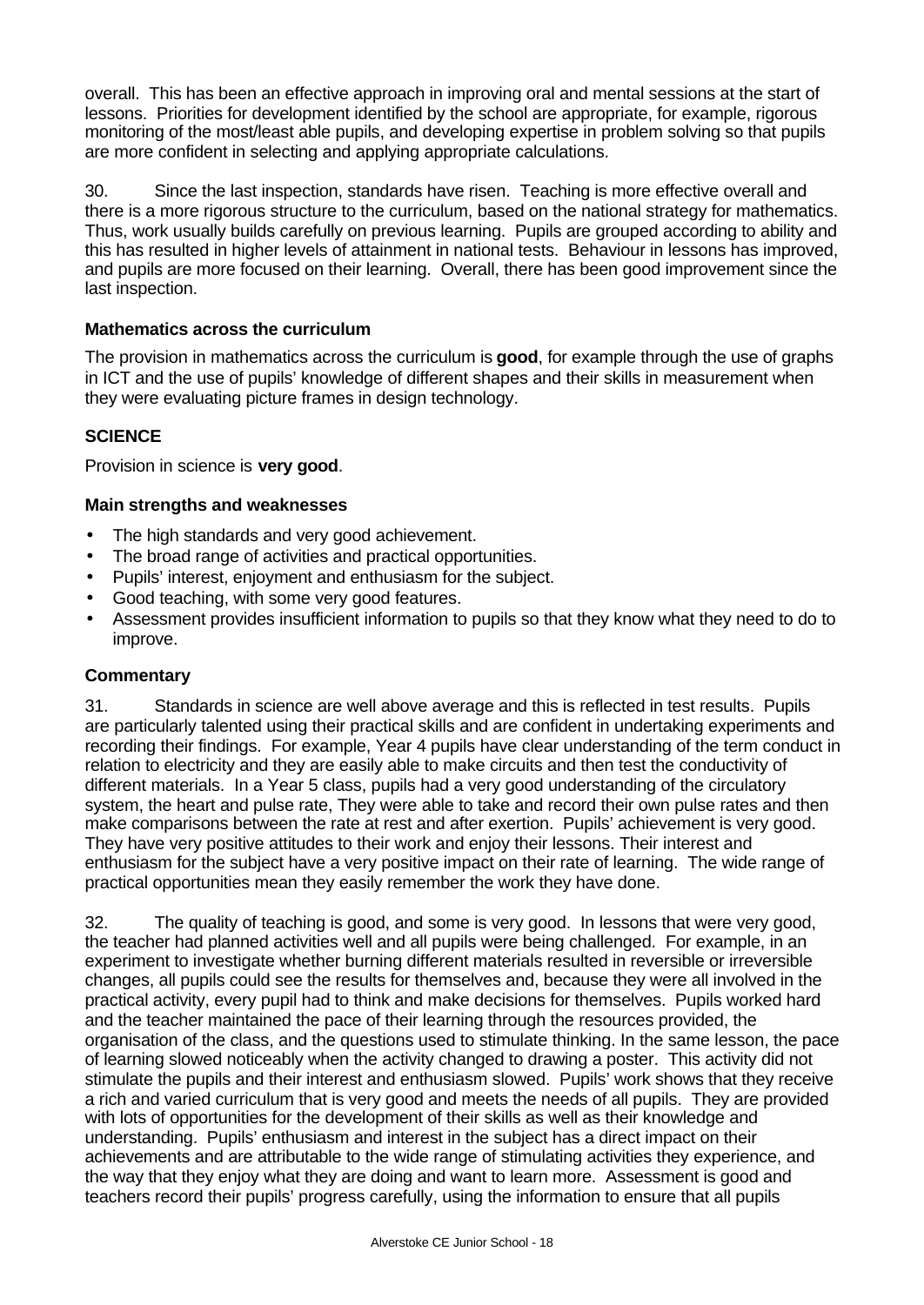overall. This has been an effective approach in improving oral and mental sessions at the start of lessons. Priorities for development identified by the school are appropriate, for example, rigorous monitoring of the most/least able pupils, and developing expertise in problem solving so that pupils are more confident in selecting and applying appropriate calculations.

30. Since the last inspection, standards have risen. Teaching is more effective overall and there is a more rigorous structure to the curriculum, based on the national strategy for mathematics. Thus, work usually builds carefully on previous learning. Pupils are grouped according to ability and this has resulted in higher levels of attainment in national tests. Behaviour in lessons has improved, and pupils are more focused on their learning. Overall, there has been good improvement since the last inspection.

### Mathematics across the curriculum

The provision in mathematics across the curriculum is **good**, for example through the use of graphs in ICT and the use of pupils' knowledge of different shapes and their skills in measurement when they were evaluating picture frames in design technology.

## SCIENCE

Provision in science is **very good**.

### Main strengths and weaknesses

- The high standards and very good achievement.
- The broad range of activities and practical opportunities.
- Pupils' interest, enjoyment and enthusiasm for the subject.
- Good teaching, with some very good features.
- Assessment provides insufficient information to pupils so that they know what they need to do to improve.

### Commentary

31. Standards in science are well above average and this is reflected in test results. Pupils are particularly talented using their practical skills and are confident in undertaking experiments and recording their findings. For example, Year 4 pupils have clear understanding of the term conduct in relation to electricity and they are easily able to make circuits and then test the conductivity of different materials. In a Year 5 class, pupils had a very good understanding of the circulatory system, the heart and pulse rate, They were able to take and record their own pulse rates and then make comparisons between the rate at rest and after exertion. Pupils' achievement is very good. They have very positive attitudes to their work and enjoy their lessons. Their interest and enthusiasm for the subject have a very positive impact on their rate of learning. The wide range of practical opportunities mean they easily remember the work they have done.

32. The quality of teaching is good, and some is very good. In lessons that were very good, the teacher had planned activities well and all pupils were being challenged. For example, in an experiment to investigate whether burning different materials resulted in reversible or irreversible changes, all pupils could see the results for themselves and, because they were all involved in the practical activity, every pupil had to think and make decisions for themselves. Pupils worked hard and the teacher maintained the pace of their learning through the resources provided, the organisation of the class, and the questions used to stimulate thinking. In the same lesson, the pace of learning slowed noticeably when the activity changed to drawing a poster. This activity did not stimulate the pupils and their interest and enthusiasm slowed. Pupils' work shows that they receive a rich and varied curriculum that is very good and meets the needs of all pupils. They are provided with lots of opportunities for the development of their skills as well as their knowledge and understanding. Pupils' enthusiasm and interest in the subject has a direct impact on their achievements and are attributable to the wide range of stimulating activities they experience, and the way that they enjoy what they are doing and want to learn more. Assessment is good and teachers record their pupils' progress carefully, using the information to ensure that all pupils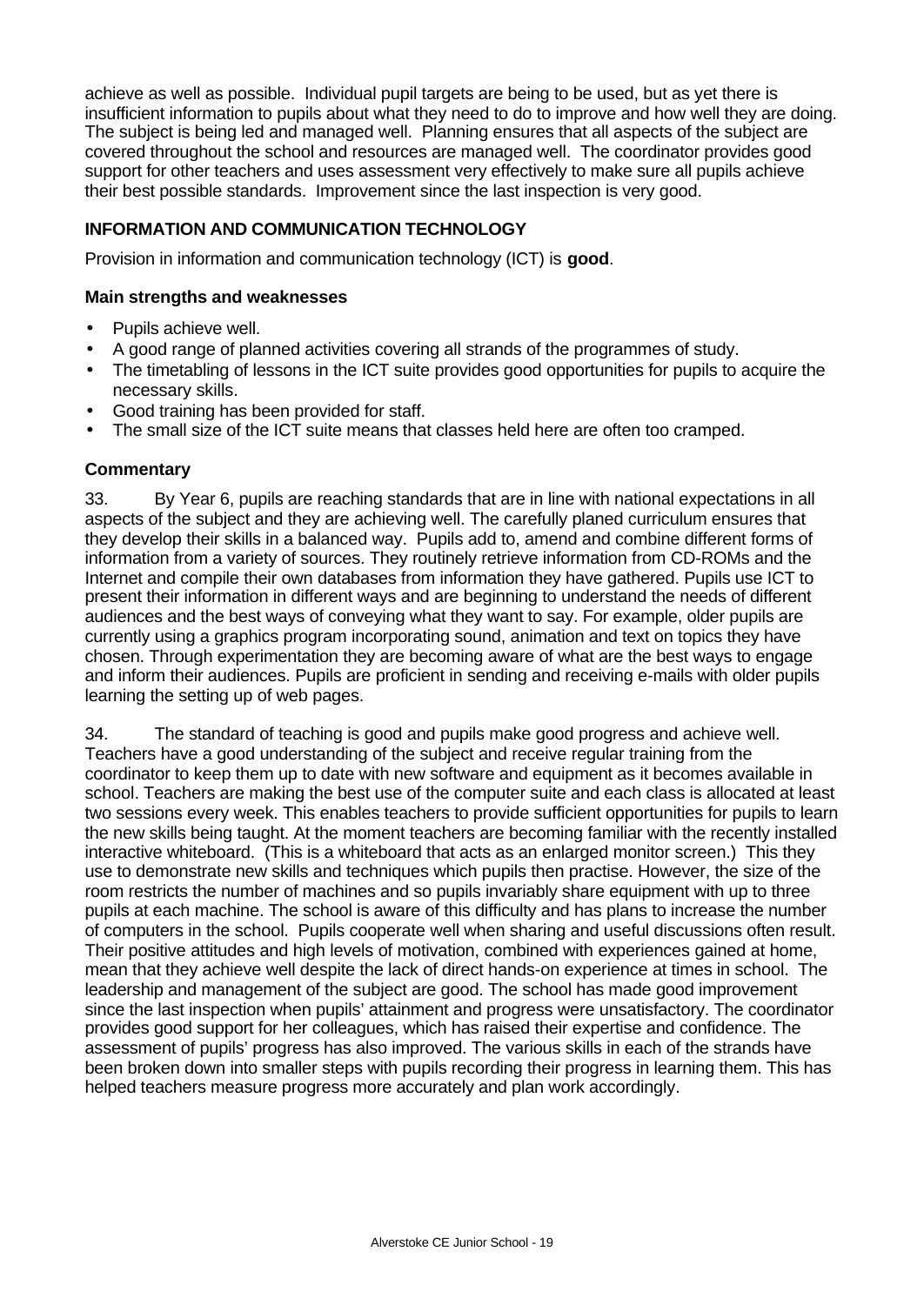achieve as well as possible. Individual pupil targets are being to be used, but as yet there is insufficient information to pupils about what they need to do to improve and how well they are doing. The subject is being led and managed well. Planning ensures that all aspects of the subject are covered throughout the school and resources are managed well. The coordinator provides good support for other teachers and uses assessment very effectively to make sure all pupils achieve their best possible standards. Improvement since the last inspection is very good.

## INFORMATION AND COMMUNICATION TECHNOLOGY

Provision in information and communication technology (ICT) is **good**.

### Main strengths and weaknesses

- Pupils achieve well.
- A good range of planned activities covering all strands of the programmes of study.
- The timetabling of lessons in the ICT suite provides good opportunities for pupils to acquire the necessary skills.
- Good training has been provided for staff.
- The small size of the ICT suite means that classes held here are often too cramped.

### Commentary

33. By Year 6, pupils are reaching standards that are in line with national expectations in all aspects of the subject and they are achieving well. The carefully planed curriculum ensures that they develop their skills in a balanced way. Pupils add to, amend and combine different forms of information from a variety of sources. They routinely retrieve information from CD-ROMs and the Internet and compile their own databases from information they have gathered. Pupils use ICT to present their information in different ways and are beginning to understand the needs of different audiences and the best ways of conveying what they want to say. For example, older pupils are currently using a graphics program incorporating sound, animation and text on topics they have chosen. Through experimentation they are becoming aware of what are the best ways to engage and inform their audiences. Pupils are proficient in sending and receiving e-mails with older pupils learning the setting up of web pages.

34. The standard of teaching is good and pupils make good progress and achieve well. Teachers have a good understanding of the subject and receive regular training from the coordinator to keep them up to date with new software and equipment as it becomes available in school. Teachers are making the best use of the computer suite and each class is allocated at least two sessions every week. This enables teachers to provide sufficient opportunities for pupils to learn the new skills being taught. At the moment teachers are becoming familiar with the recently installed interactive whiteboard. (This is a whiteboard that acts as an enlarged monitor screen.) This they use to demonstrate new skills and techniques which pupils then practise. However, the size of the room restricts the number of machines and so pupils invariably share equipment with up to three pupils at each machine. The school is aware of this difficulty and has plans to increase the number of computers in the school. Pupils cooperate well when sharing and useful discussions often result. Their positive attitudes and high levels of motivation, combined with experiences gained at home, mean that they achieve well despite the lack of direct hands-on experience at times in school. The leadership and management of the subject are good. The school has made good improvement since the last inspection when pupils' attainment and progress were unsatisfactory. The coordinator provides good support for her colleagues, which has raised their expertise and confidence. The assessment of pupils' progress has also improved. The various skills in each of the strands have been broken down into smaller steps with pupils recording their progress in learning them. This has helped teachers measure progress more accurately and plan work accordingly.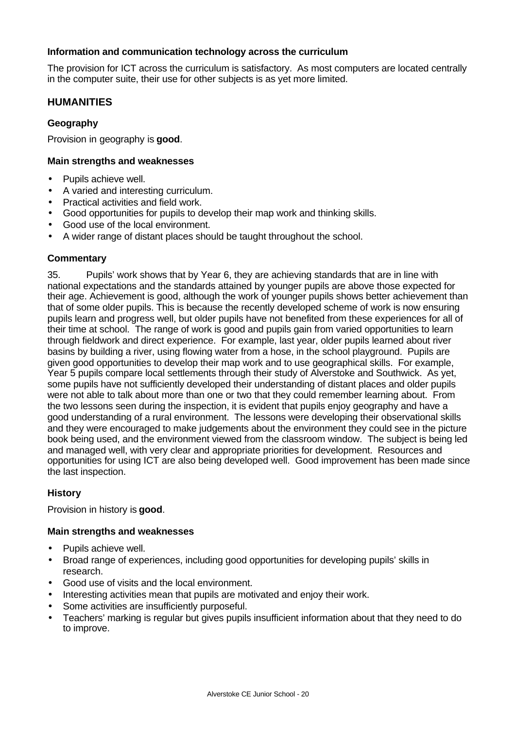### Information and communication technology across the curriculum

The provision for ICT across the curriculum is satisfactory. As most computers are located centrally in the computer suite, their use for other subjects is as yet more limited.

## HUMANITIES

### Geography

Provision in geography is **good**.

#### Main strengths and weaknesses

- Pupils achieve well.
- A varied and interesting curriculum.
- Practical activities and field work.
- Good opportunities for pupils to develop their map work and thinking skills.
- Good use of the local environment.
- A wider range of distant places should be taught throughout the school.

#### Commentary

35. Pupils' work shows that by Year 6, they are achieving standards that are in line with national expectations and the standards attained by younger pupils are above those expected for their age. Achievement is good, although the work of younger pupils shows better achievement than that of some older pupils. This is because the recently developed scheme of work is now ensuring pupils learn and progress well, but older pupils have not benefited from these experiences for all of their time at school. The range of work is good and pupils gain from varied opportunities to learn through fieldwork and direct experience. For example, last year, older pupils learned about river basins by building a river, using flowing water from a hose, in the school playground. Pupils are given good opportunities to develop their map work and to use geographical skills. For example, Year 5 pupils compare local settlements through their study of Alverstoke and Southwick. As yet, some pupils have not sufficiently developed their understanding of distant places and older pupils were not able to talk about more than one or two that they could remember learning about. From the two lessons seen during the inspection, it is evident that pupils enjoy geography and have a good understanding of a rural environment. The lessons were developing their observational skills and they were encouraged to make judgements about the environment they could see in the picture book being used, and the environment viewed from the classroom window. The subject is being led and managed well, with very clear and appropriate priorities for development. Resources and opportunities for using ICT are also being developed well. Good improvement has been made since the last inspection.

### History

Provision in history is **good**.

#### Main strengths and weaknesses

- Pupils achieve well.
- Broad range of experiences, including good opportunities for developing pupils' skills in research.
- Good use of visits and the local environment.
- Interesting activities mean that pupils are motivated and enjoy their work.
- Some activities are insufficiently purposeful.
- Teachers' marking is regular but gives pupils insufficient information about that they need to do to improve.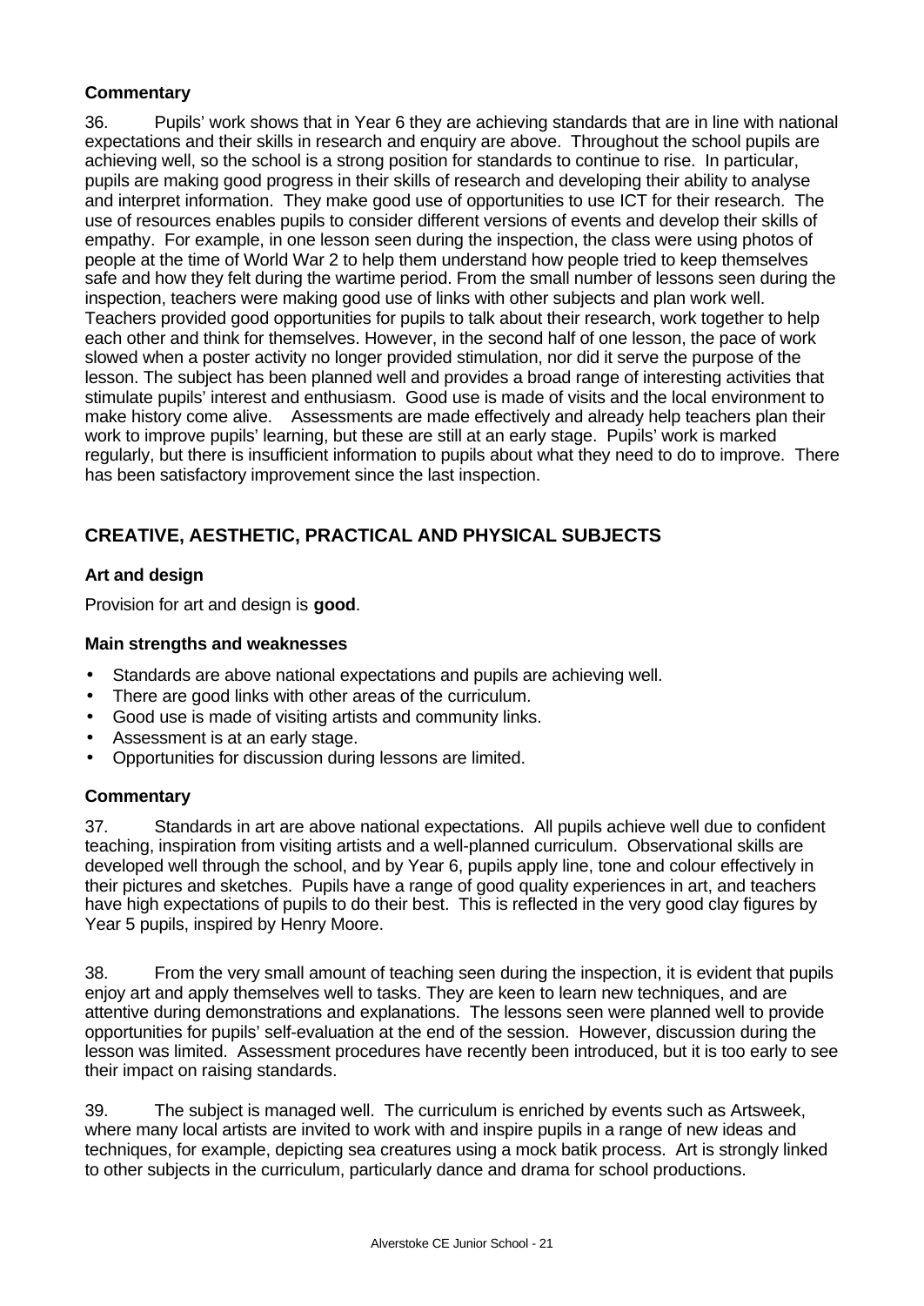### Commentary

36. Pupils' work shows that in Year 6 they are achieving standards that are in line with national expectations and their skills in research and enquiry are above. Throughout the school pupils are achieving well, so the school is a strong position for standards to continue to rise. In particular, pupils are making good progress in their skills of research and developing their ability to analyse and interpret information. They make good use of opportunities to use ICT for their research. The use of resources enables pupils to consider different versions of events and develop their skills of empathy. For example, in one lesson seen during the inspection, the class were using photos of people at the time of World War 2 to help them understand how people tried to keep themselves safe and how they felt during the wartime period. From the small number of lessons seen during the inspection, teachers were making good use of links with other subjects and plan work well. Teachers provided good opportunities for pupils to talk about their research, work together to help each other and think for themselves. However, in the second half of one lesson, the pace of work slowed when a poster activity no longer provided stimulation, nor did it serve the purpose of the lesson. The subject has been planned well and provides a broad range of interesting activities that stimulate pupils' interest and enthusiasm. Good use is made of visits and the local environment to make history come alive. Assessments are made effectively and already help teachers plan their work to improve pupils' learning, but these are still at an early stage. Pupils' work is marked regularly, but there is insufficient information to pupils about what they need to do to improve. There has been satisfactory improvement since the last inspection.

## CREATIVE, AESTHETIC, PRACTICAL AND PHYSICAL SUBJECTS

### Art and design

Provision for art and design is **good**.

### Main strengths and weaknesses

- Standards are above national expectations and pupils are achieving well.
- There are good links with other areas of the curriculum.
- Good use is made of visiting artists and community links.
- Assessment is at an early stage.
- Opportunities for discussion during lessons are limited.

### Commentary

37. Standards in art are above national expectations. All pupils achieve well due to confident teaching, inspiration from visiting artists and a well-planned curriculum. Observational skills are developed well through the school, and by Year 6, pupils apply line, tone and colour effectively in their pictures and sketches. Pupils have a range of good quality experiences in art, and teachers have high expectations of pupils to do their best. This is reflected in the very good clay figures by Year 5 pupils, inspired by Henry Moore.

38. From the very small amount of teaching seen during the inspection, it is evident that pupils enjoy art and apply themselves well to tasks. They are keen to learn new techniques, and are attentive during demonstrations and explanations. The lessons seen were planned well to provide opportunities for pupils' self-evaluation at the end of the session. However, discussion during the lesson was limited. Assessment procedures have recently been introduced, but it is too early to see their impact on raising standards.

39. The subject is managed well. The curriculum is enriched by events such as Artsweek, where many local artists are invited to work with and inspire pupils in a range of new ideas and techniques, for example, depicting sea creatures using a mock batik process. Art is strongly linked to other subjects in the curriculum, particularly dance and drama for school productions.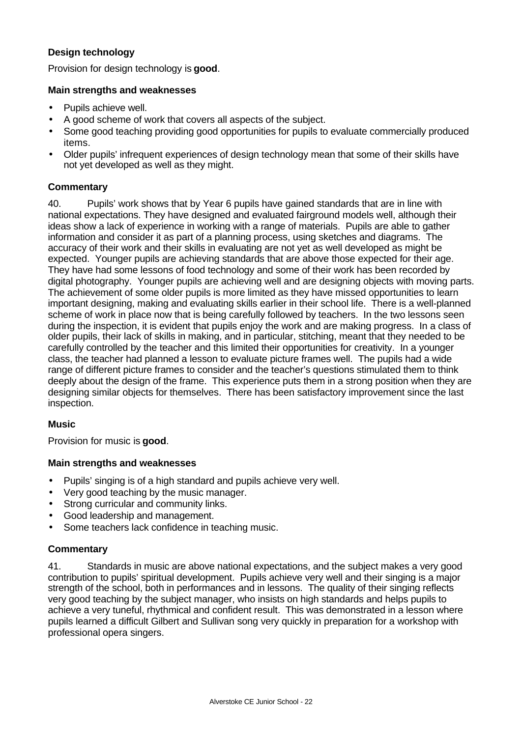### Design technology

Provision for design technology is **good**.

#### Main strengths and weaknesses

- Pupils achieve well.
- A good scheme of work that covers all aspects of the subject.
- Some good teaching providing good opportunities for pupils to evaluate commercially produced items.
- Older pupils' infrequent experiences of design technology mean that some of their skills have not yet developed as well as they might.

#### Commentary

40. Pupils' work shows that by Year 6 pupils have gained standards that are in line with national expectations. They have designed and evaluated fairground models well, although their ideas show a lack of experience in working with a range of materials. Pupils are able to gather information and consider it as part of a planning process, using sketches and diagrams. The accuracy of their work and their skills in evaluating are not yet as well developed as might be expected. Younger pupils are achieving standards that are above those expected for their age. They have had some lessons of food technology and some of their work has been recorded by digital photography. Younger pupils are achieving well and are designing objects with moving parts. The achievement of some older pupils is more limited as they have missed opportunities to learn important designing, making and evaluating skills earlier in their school life. There is a well-planned scheme of work in place now that is being carefully followed by teachers. In the two lessons seen during the inspection, it is evident that pupils enjoy the work and are making progress. In a class of older pupils, their lack of skills in making, and in particular, stitching, meant that they needed to be carefully controlled by the teacher and this limited their opportunities for creativity. In a younger class, the teacher had planned a lesson to evaluate picture frames well. The pupils had a wide range of different picture frames to consider and the teacher's questions stimulated them to think deeply about the design of the frame. This experience puts them in a strong position when they are designing similar objects for themselves. There has been satisfactory improvement since the last inspection.

### Music

Provision for music is **good**.

#### Main strengths and weaknesses

- Pupils' singing is of a high standard and pupils achieve very well.
- Very good teaching by the music manager.
- Strong curricular and community links.
- Good leadership and management.
- Some teachers lack confidence in teaching music.

#### Commentary

41. Standards in music are above national expectations, and the subject makes a very good contribution to pupils' spiritual development. Pupils achieve very well and their singing is a major strength of the school, both in performances and in lessons. The quality of their singing reflects very good teaching by the subject manager, who insists on high standards and helps pupils to achieve a very tuneful, rhythmical and confident result. This was demonstrated in a lesson where pupils learned a difficult Gilbert and Sullivan song very quickly in preparation for a workshop with professional opera singers.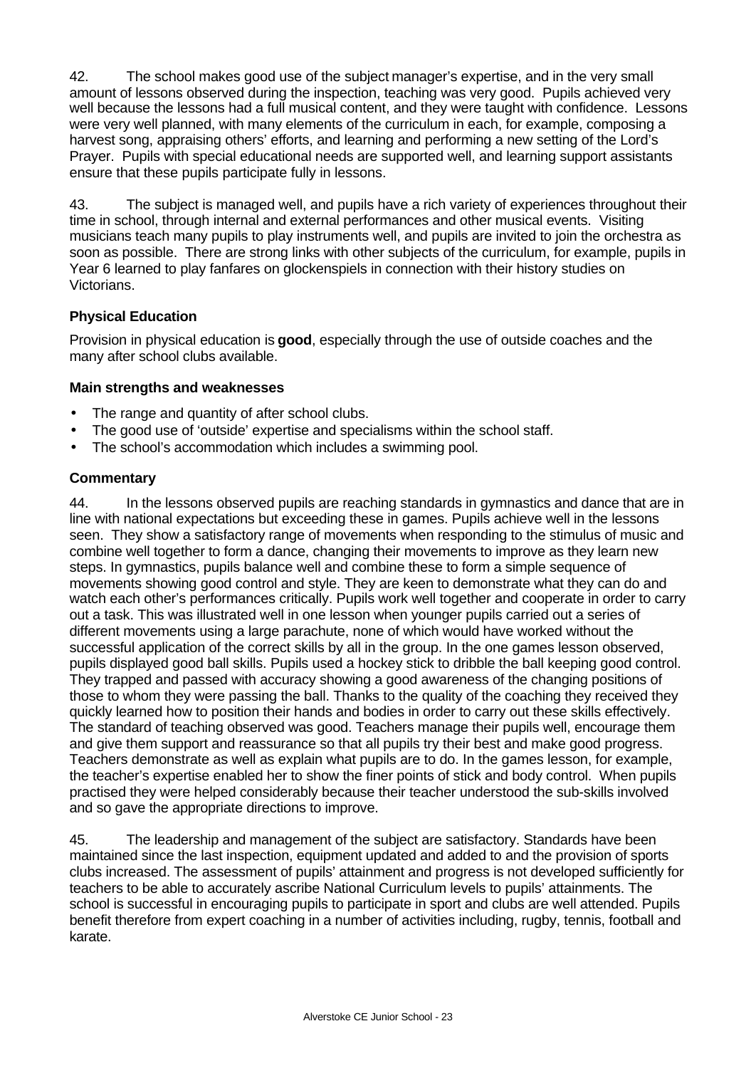42. The school makes good use of the subject manager's expertise, and in the very small amount of lessons observed during the inspection, teaching was very good. Pupils achieved very well because the lessons had a full musical content, and they were taught with confidence. Lessons were very well planned, with many elements of the curriculum in each, for example, composing a harvest song, appraising others' efforts, and learning and performing a new setting of the Lord's Prayer. Pupils with special educational needs are supported well, and learning support assistants ensure that these pupils participate fully in lessons.

43. The subject is managed well, and pupils have a rich variety of experiences throughout their time in school, through internal and external performances and other musical events. Visiting musicians teach many pupils to play instruments well, and pupils are invited to join the orchestra as soon as possible. There are strong links with other subjects of the curriculum, for example, pupils in Year 6 learned to play fanfares on glockenspiels in connection with their history studies on Victorians.

### Physical Education

Provision in physical education is **good**, especially through the use of outside coaches and the many after school clubs available.

#### Main strengths and weaknesses

- The range and quantity of after school clubs.
- The good use of 'outside' expertise and specialisms within the school staff.
- The school's accommodation which includes a swimming pool.

#### Commentary

44. In the lessons observed pupils are reaching standards in gymnastics and dance that are in line with national expectations but exceeding these in games. Pupils achieve well in the lessons seen. They show a satisfactory range of movements when responding to the stimulus of music and combine well together to form a dance, changing their movements to improve as they learn new steps. In gymnastics, pupils balance well and combine these to form a simple sequence of movements showing good control and style. They are keen to demonstrate what they can do and watch each other's performances critically. Pupils work well together and cooperate in order to carry out a task. This was illustrated well in one lesson when younger pupils carried out a series of different movements using a large parachute, none of which would have worked without the successful application of the correct skills by all in the group. In the one games lesson observed, pupils displayed good ball skills. Pupils used a hockey stick to dribble the ball keeping good control. They trapped and passed with accuracy showing a good awareness of the changing positions of those to whom they were passing the ball. Thanks to the quality of the coaching they received they quickly learned how to position their hands and bodies in order to carry out these skills effectively. The standard of teaching observed was good. Teachers manage their pupils well, encourage them and give them support and reassurance so that all pupils try their best and make good progress. Teachers demonstrate as well as explain what pupils are to do. In the games lesson, for example, the teacher's expertise enabled her to show the finer points of stick and body control. When pupils practised they were helped considerably because their teacher understood the sub-skills involved and so gave the appropriate directions to improve.

45. The leadership and management of the subject are satisfactory. Standards have been maintained since the last inspection, equipment updated and added to and the provision of sports clubs increased. The assessment of pupils' attainment and progress is not developed sufficiently for teachers to be able to accurately ascribe National Curriculum levels to pupils' attainments. The school is successful in encouraging pupils to participate in sport and clubs are well attended. Pupils benefit therefore from expert coaching in a number of activities including, rugby, tennis, football and karate.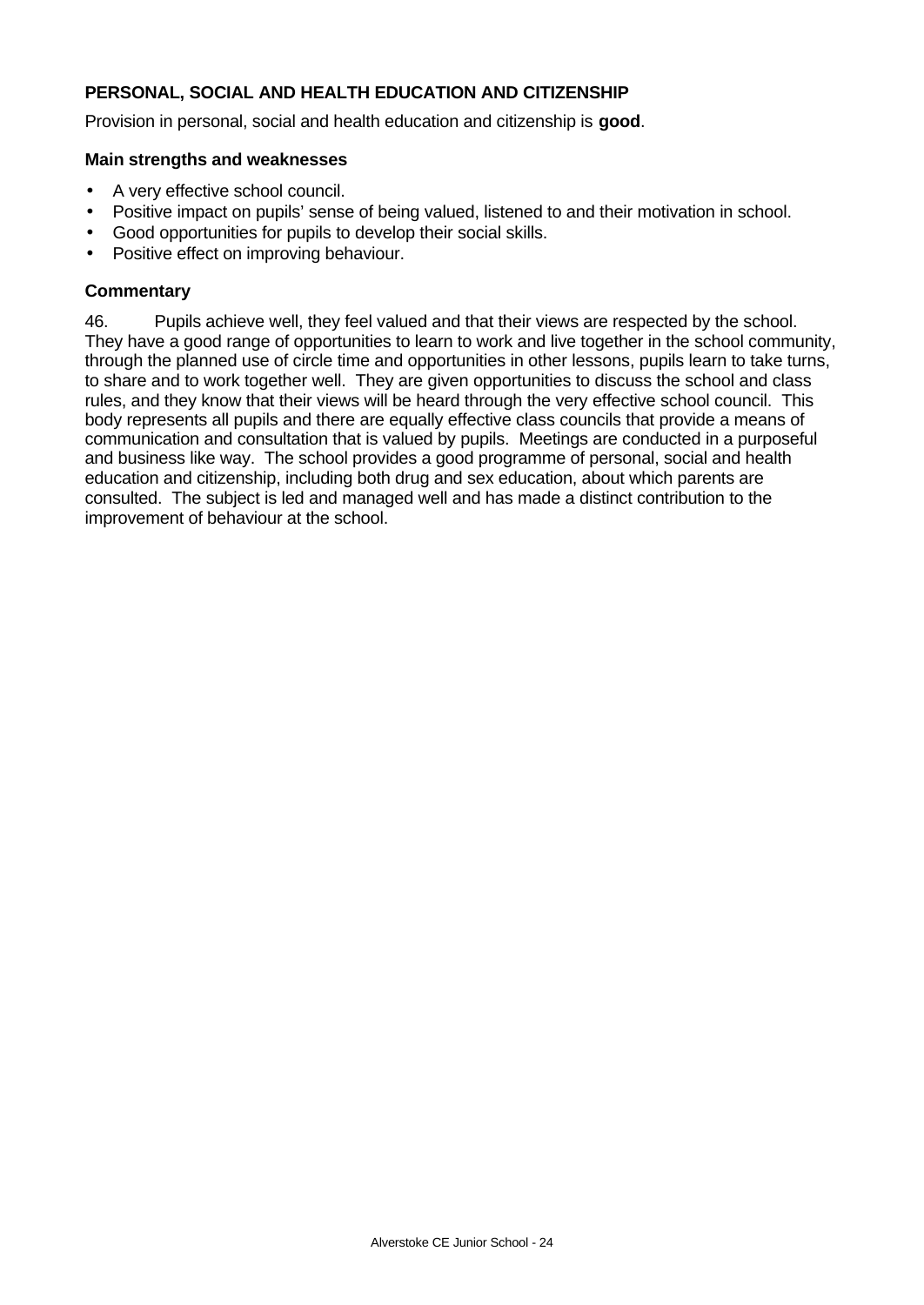### PERSONAL, SOCIAL AND HEALTH EDUCATION AND CITIZENSHIP

Provision in personal, social and health education and citizenship is **good**.

#### Main strengths and weaknesses

- A very effective school council.
- Positive impact on pupils' sense of being valued, listened to and their motivation in school.
- Good opportunities for pupils to develop their social skills.
- Positive effect on improving behaviour.

#### Commentary

46. Pupils achieve well, they feel valued and that their views are respected by the school. They have a good range of opportunities to learn to work and live together in the school community, through the planned use of circle time and opportunities in other lessons, pupils learn to take turns, to share and to work together well. They are given opportunities to discuss the school and class rules, and they know that their views will be heard through the very effective school council. This body represents all pupils and there are equally effective class councils that provide a means of communication and consultation that is valued by pupils. Meetings are conducted in a purposeful and business like way. The school provides a good programme of personal, social and health education and citizenship, including both drug and sex education, about which parents are consulted. The subject is led and managed well and has made a distinct contribution to the improvement of behaviour at the school.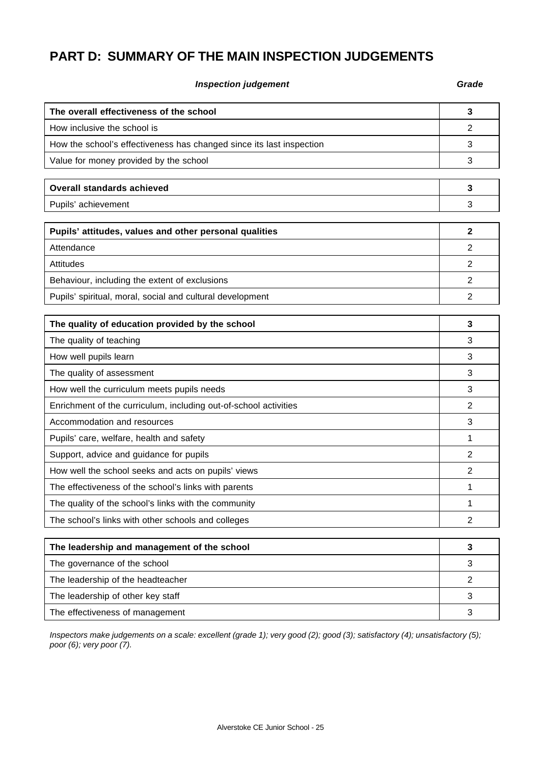# PART D: SUMMARY OF THE MAIN INSPECTION JUDGEMENTS

| *Inspection judgement* | *Grade* |
|---|---|
| **The overall effectiveness of the school** | **3** |
| How inclusive the school is | 2 |
| How the school's effectiveness has changed since its last inspection | 3 |
| Value for money provided by the school | 3 |
| **Overall standards achieved** | **3** |
| Pupils' achievement | 3 |
| **Pupils' attitudes, values and other personal qualities** | **2** |
| Attendance | 2 |
| Attitudes | 2 |
| Behaviour, including the extent of exclusions | 2 |
| Pupils' spiritual, moral, social and cultural development | 2 |
| **The quality of education provided by the school** | **3** |
| The quality of teaching | 3 |
| How well pupils learn | 3 |
| The quality of assessment | 3 |
| How well the curriculum meets pupils needs | 3 |
| Enrichment of the curriculum, including out-of-school activities | 2 |
| Accommodation and resources | 3 |
| Pupils' care, welfare, health and safety | 1 |
| Support, advice and guidance for pupils | 2 |
| How well the school seeks and acts on pupils' views | 2 |
| The effectiveness of the school's links with parents | 1 |
| The quality of the school's links with the community | 1 |
| The school's links with other schools and colleges | 2 |
| **The leadership and management of the school** | **3** |
| The governance of the school | 3 |
| The leadership of the headteacher | 2 |
| The leadership of other key staff | 3 |
| The effectiveness of management | 3 |

*Inspectors make judgements on a scale: excellent (grade 1); very good (2); good (3); satisfactory (4); unsatisfactory (5); poor (6); very poor (7).*